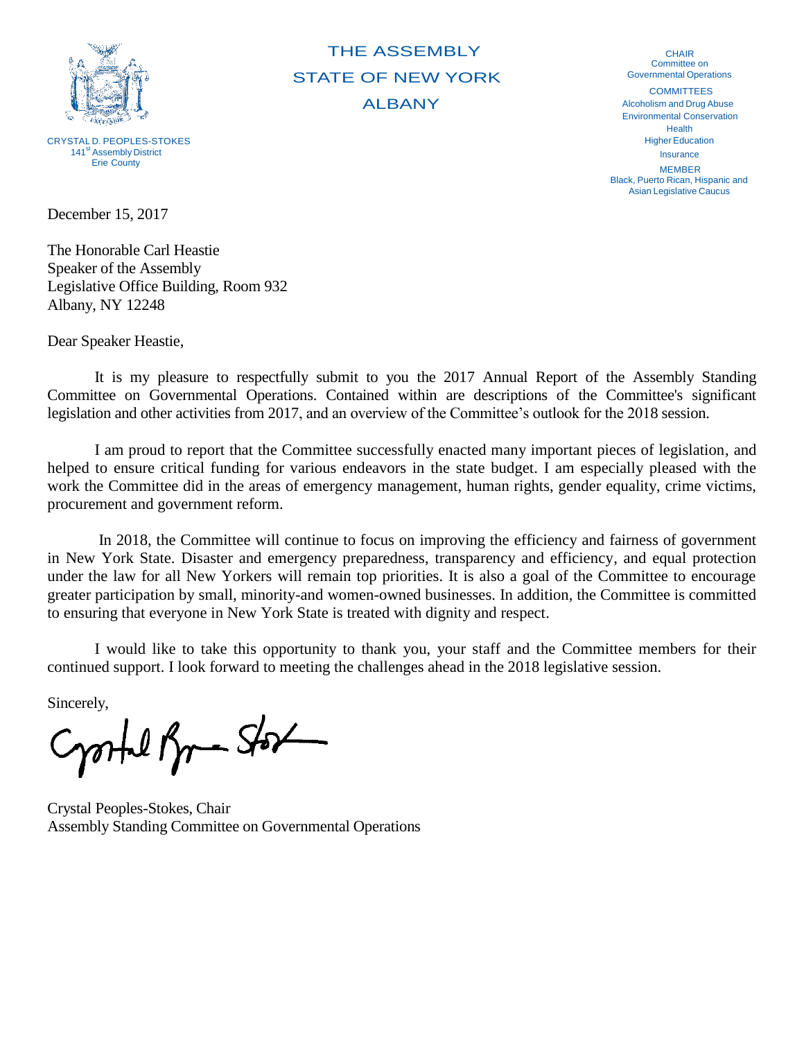CRYSTAL D. PEOPLES-STOKES
141st Assembly District
Erie County

# THE ASSEMBLY
# STATE OF NEW YORK
# ALBANY

CHAIR
Committee on
Governmental Operations

COMMITTEES
Alcoholism and Drug Abuse
Environmental Conservation
Health
Higher Education
Insurance

MEMBER
Black, Puerto Rican, Hispanic and
Asian Legislative Caucus

December 15, 2017

The Honorable Carl Heastie
Speaker of the Assembly
Legislative Office Building, Room 932
Albany, NY 12248

Dear Speaker Heastie,

It is my pleasure to respectfully submit to you the 2017 Annual Report of the Assembly Standing Committee on Governmental Operations. Contained within are descriptions of the Committee's significant legislation and other activities from 2017, and an overview of the Committee's outlook for the 2018 session.

I am proud to report that the Committee successfully enacted many important pieces of legislation, and helped to ensure critical funding for various endeavors in the state budget. I am especially pleased with the work the Committee did in the areas of emergency management, human rights, gender equality, crime victims, procurement and government reform.

In 2018, the Committee will continue to focus on improving the efficiency and fairness of government in New York State. Disaster and emergency preparedness, transparency and efficiency, and equal protection under the law for all New Yorkers will remain top priorities. It is also a goal of the Committee to encourage greater participation by small, minority-and women-owned businesses. In addition, the Committee is committed to ensuring that everyone in New York State is treated with dignity and respect.

I would like to take this opportunity to thank you, your staff and the Committee members for their continued support. I look forward to meeting the challenges ahead in the 2018 legislative session.

Sincerely,

Crystal Peoples-Stokes, Chair
Assembly Standing Committee on Governmental Operations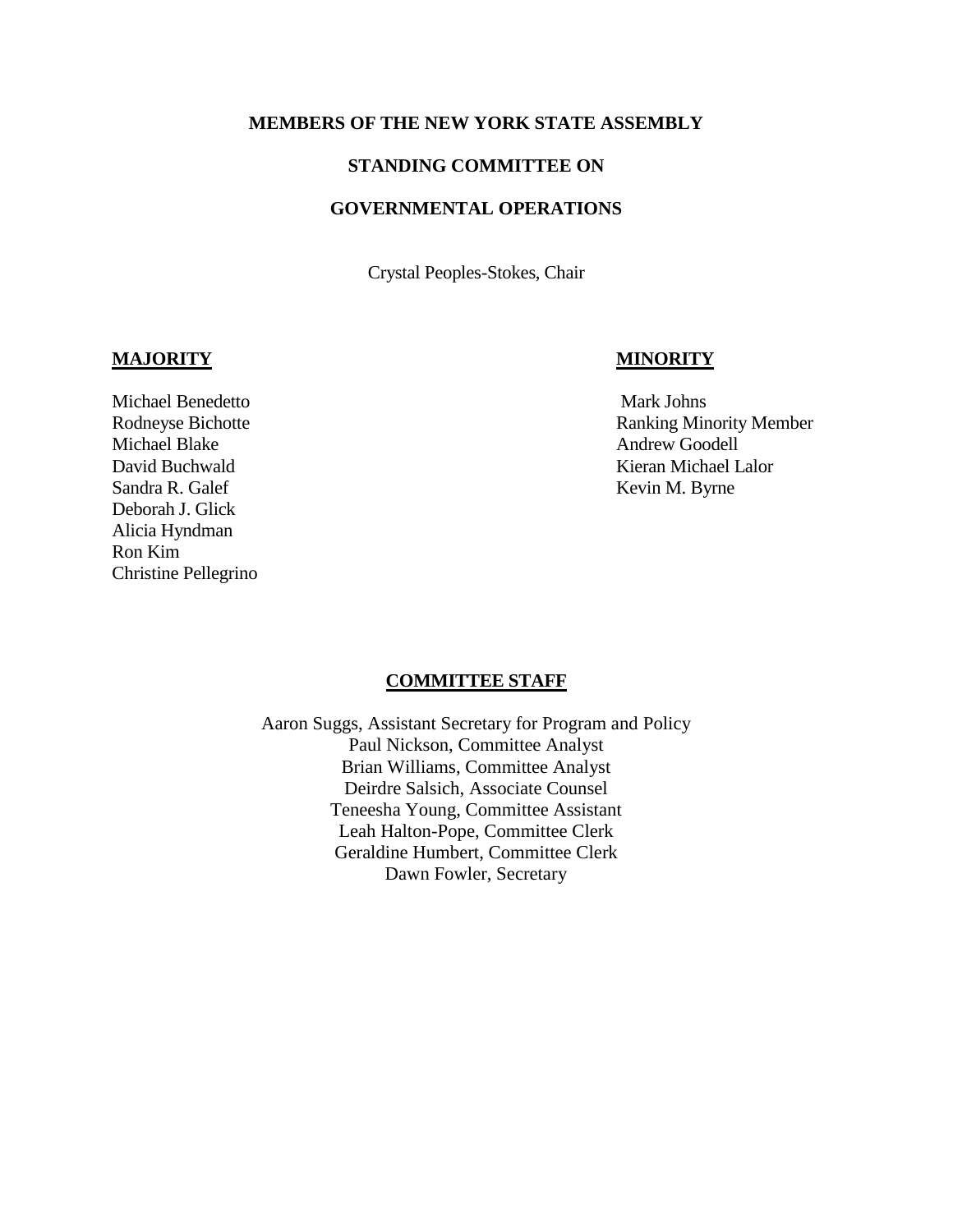## MEMBERS OF THE NEW YORK STATE ASSEMBLY

## STANDING COMMITTEE ON

## GOVERNMENTAL OPERATIONS

Crystal Peoples-Stokes, Chair

**MAJORITY**

Michael Benedetto
Rodneyse Bichotte
Michael Blake
David Buchwald
Sandra R. Galef
Deborah J. Glick
Alicia Hyndman
Ron Kim
Christine Pellegrino

**MINORITY**

Mark Johns
Ranking Minority Member
Andrew Goodell
Kieran Michael Lalor
Kevin M. Byrne

**COMMITTEE STAFF**

Aaron Suggs, Assistant Secretary for Program and Policy
Paul Nickson, Committee Analyst
Brian Williams, Committee Analyst
Deirdre Salsich, Associate Counsel
Teneesha Young, Committee Assistant
Leah Halton-Pope, Committee Clerk
Geraldine Humbert, Committee Clerk
Dawn Fowler, Secretary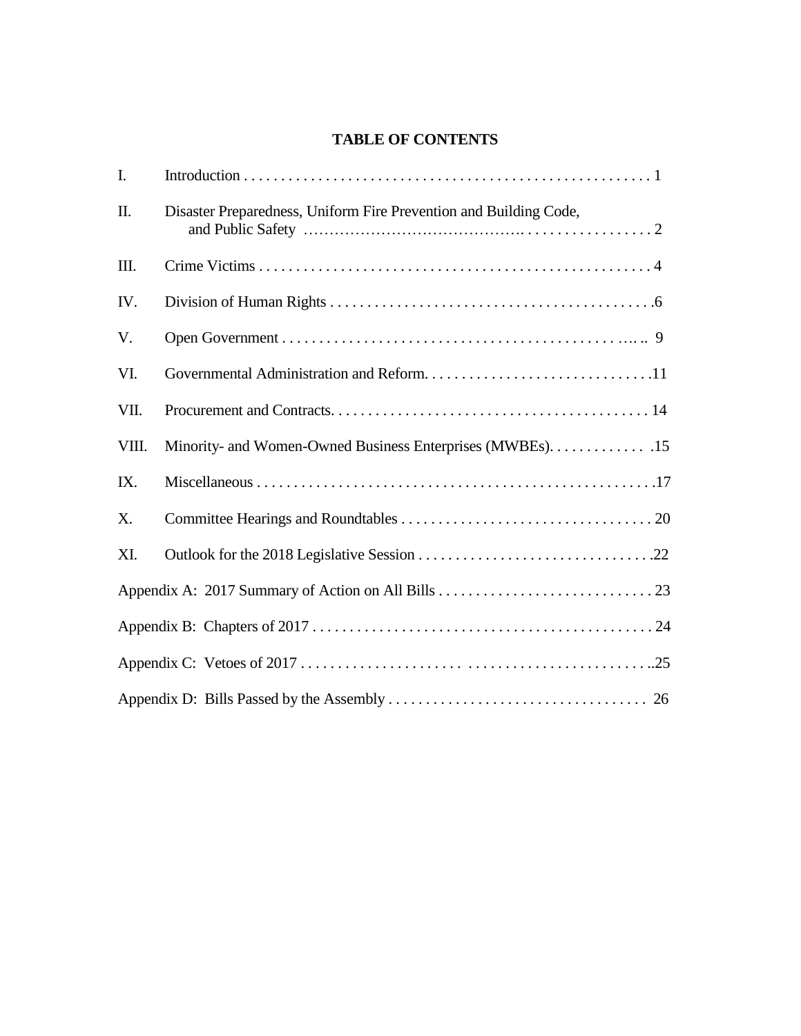# TABLE OF CONTENTS

I. Introduction . . . . . . . . . . . . . . . . . . . . . . . . . . . . . . . . . . . . . . . . . . . . . . . . . . . . . 1

II. Disaster Preparedness, Uniform Fire Prevention and Building Code, and Public Safety . . . . . . . . . . . . . . . . . . . . . . . . . . . . . . . . . . . . . 2

III. Crime Victims . . . . . . . . . . . . . . . . . . . . . . . . . . . . . . . . . . . . . . . . . . . . . . . . . . . . 4

IV. Division of Human Rights . . . . . . . . . . . . . . . . . . . . . . . . . . . . . . . . . . . . . . . . . . .6

V. Open Government . . . . . . . . . . . . . . . . . . . . . . . . . . . . . . . . . . . . . . . . . . . . . . . . 9

VI. Governmental Administration and Reform. . . . . . . . . . . . . . . . . . . . . . . . . . . . . . . .11

VII. Procurement and Contracts. . . . . . . . . . . . . . . . . . . . . . . . . . . . . . . . . . . . . . . . . . 14

VIII. Minority- and Women-Owned Business Enterprises (MWBEs). . . . . . . . . . . . . . .15

IX. Miscellaneous . . . . . . . . . . . . . . . . . . . . . . . . . . . . . . . . . . . . . . . . . . . . . . . . . . . . .17

X. Committee Hearings and Roundtables . . . . . . . . . . . . . . . . . . . . . . . . . . . . . . . . . . 20

XI. Outlook for the 2018 Legislative Session . . . . . . . . . . . . . . . . . . . . . . . . . . . . . . . .22

Appendix A: 2017 Summary of Action on All Bills . . . . . . . . . . . . . . . . . . . . . . . . . . . . 23

Appendix B: Chapters of 2017 . . . . . . . . . . . . . . . . . . . . . . . . . . . . . . . . . . . . . . . . . . . . . 24

Appendix C: Vetoes of 2017 . . . . . . . . . . . . . . . . . . . . . . . . . . . . . . . . . . . . . . . . . . . ..25

Appendix D: Bills Passed by the Assembly . . . . . . . . . . . . . . . . . . . . . . . . . . . . . . . . . . 26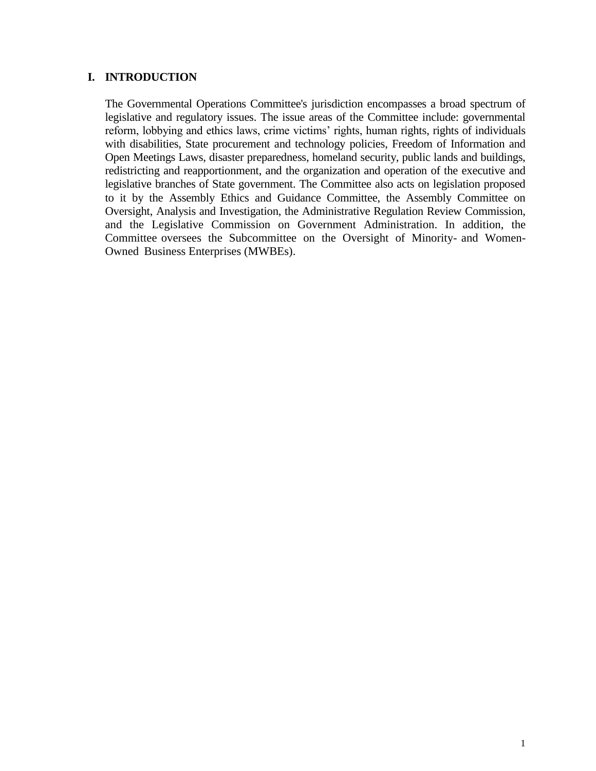## I. INTRODUCTION

The Governmental Operations Committee's jurisdiction encompasses a broad spectrum of legislative and regulatory issues. The issue areas of the Committee include: governmental reform, lobbying and ethics laws, crime victims' rights, human rights, rights of individuals with disabilities, State procurement and technology policies, Freedom of Information and Open Meetings Laws, disaster preparedness, homeland security, public lands and buildings, redistricting and reapportionment, and the organization and operation of the executive and legislative branches of State government. The Committee also acts on legislation proposed to it by the Assembly Ethics and Guidance Committee, the Assembly Committee on Oversight, Analysis and Investigation, the Administrative Regulation Review Commission, and the Legislative Commission on Government Administration. In addition, the Committee oversees the Subcommittee on the Oversight of Minority- and Women-Owned Business Enterprises (MWBEs).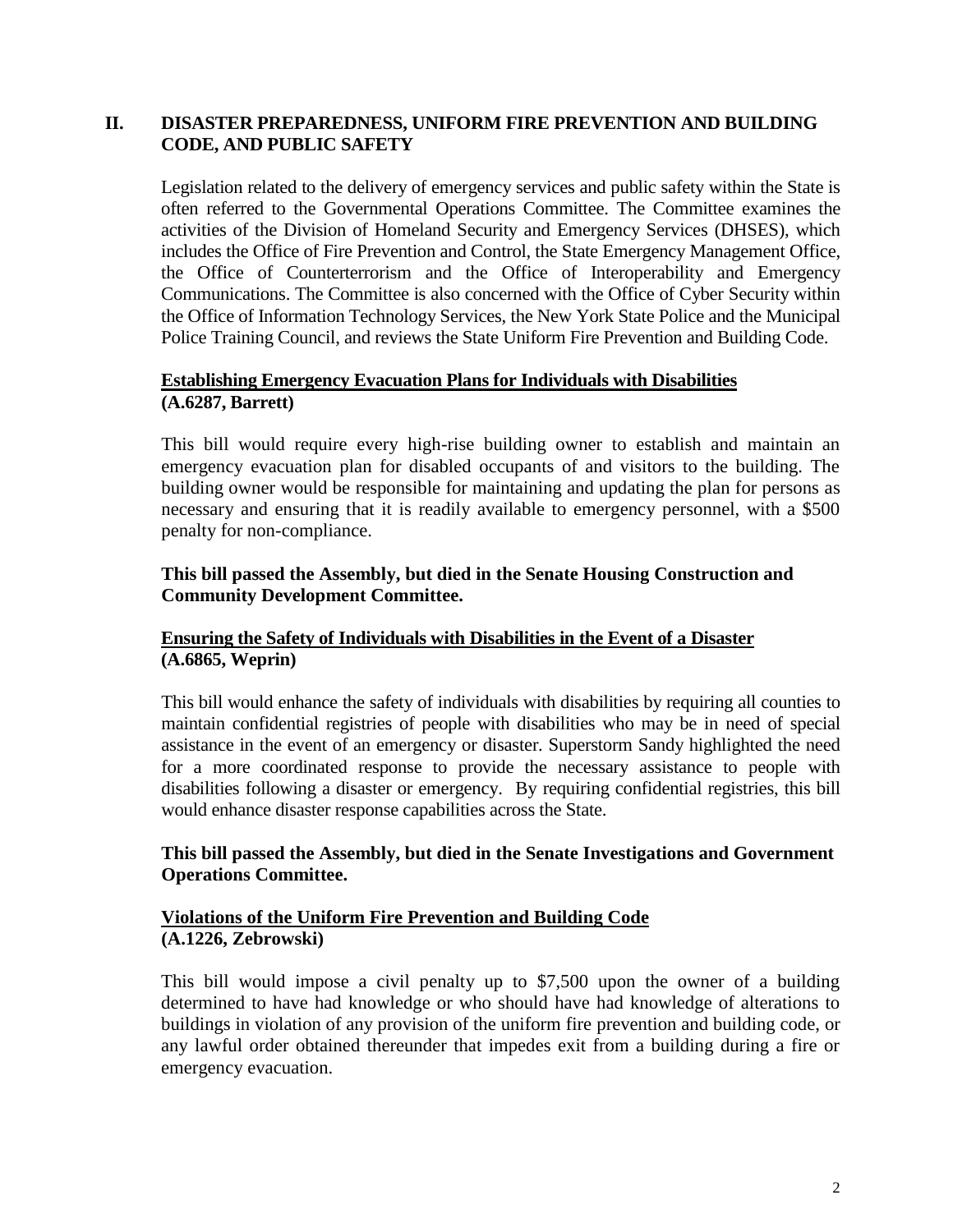## II. DISASTER PREPAREDNESS, UNIFORM FIRE PREVENTION AND BUILDING CODE, AND PUBLIC SAFETY

Legislation related to the delivery of emergency services and public safety within the State is often referred to the Governmental Operations Committee. The Committee examines the activities of the Division of Homeland Security and Emergency Services (DHSES), which includes the Office of Fire Prevention and Control, the State Emergency Management Office, the Office of Counterterrorism and the Office of Interoperability and Emergency Communications. The Committee is also concerned with the Office of Cyber Security within the Office of Information Technology Services, the New York State Police and the Municipal Police Training Council, and reviews the State Uniform Fire Prevention and Building Code.

### Establishing Emergency Evacuation Plans for Individuals with Disabilities (A.6287, Barrett)

This bill would require every high-rise building owner to establish and maintain an emergency evacuation plan for disabled occupants of and visitors to the building. The building owner would be responsible for maintaining and updating the plan for persons as necessary and ensuring that it is readily available to emergency personnel, with a $500 penalty for non-compliance.

**This bill passed the Assembly, but died in the Senate Housing Construction and Community Development Committee.**

### Ensuring the Safety of Individuals with Disabilities in the Event of a Disaster (A.6865, Weprin)

This bill would enhance the safety of individuals with disabilities by requiring all counties to maintain confidential registries of people with disabilities who may be in need of special assistance in the event of an emergency or disaster. Superstorm Sandy highlighted the need for a more coordinated response to provide the necessary assistance to people with disabilities following a disaster or emergency. By requiring confidential registries, this bill would enhance disaster response capabilities across the State.

**This bill passed the Assembly, but died in the Senate Investigations and Government Operations Committee.**

### Violations of the Uniform Fire Prevention and Building Code (A.1226, Zebrowski)

This bill would impose a civil penalty up to $7,500 upon the owner of a building determined to have had knowledge or who should have had knowledge of alterations to buildings in violation of any provision of the uniform fire prevention and building code, or any lawful order obtained thereunder that impedes exit from a building during a fire or emergency evacuation.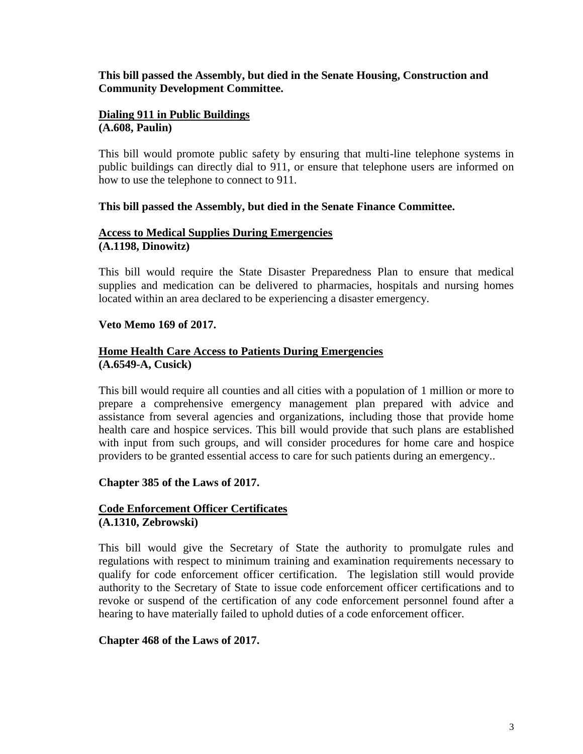**This bill passed the Assembly, but died in the Senate Housing, Construction and Community Development Committee.**

**Dialing 911 in Public Buildings**
**(A.608, Paulin)**

This bill would promote public safety by ensuring that multi-line telephone systems in public buildings can directly dial to 911, or ensure that telephone users are informed on how to use the telephone to connect to 911.

**This bill passed the Assembly, but died in the Senate Finance Committee.**

**Access to Medical Supplies During Emergencies**
**(A.1198, Dinowitz)**

This bill would require the State Disaster Preparedness Plan to ensure that medical supplies and medication can be delivered to pharmacies, hospitals and nursing homes located within an area declared to be experiencing a disaster emergency.

**Veto Memo 169 of 2017.**

**Home Health Care Access to Patients During Emergencies**
**(A.6549-A, Cusick)**

This bill would require all counties and all cities with a population of 1 million or more to prepare a comprehensive emergency management plan prepared with advice and assistance from several agencies and organizations, including those that provide home health care and hospice services. This bill would provide that such plans are established with input from such groups, and will consider procedures for home care and hospice providers to be granted essential access to care for such patients during an emergency..

**Chapter 385 of the Laws of 2017.**

**Code Enforcement Officer Certificates**
**(A.1310, Zebrowski)**

This bill would give the Secretary of State the authority to promulgate rules and regulations with respect to minimum training and examination requirements necessary to qualify for code enforcement officer certification. The legislation still would provide authority to the Secretary of State to issue code enforcement officer certifications and to revoke or suspend of the certification of any code enforcement personnel found after a hearing to have materially failed to uphold duties of a code enforcement officer.

**Chapter 468 of the Laws of 2017.**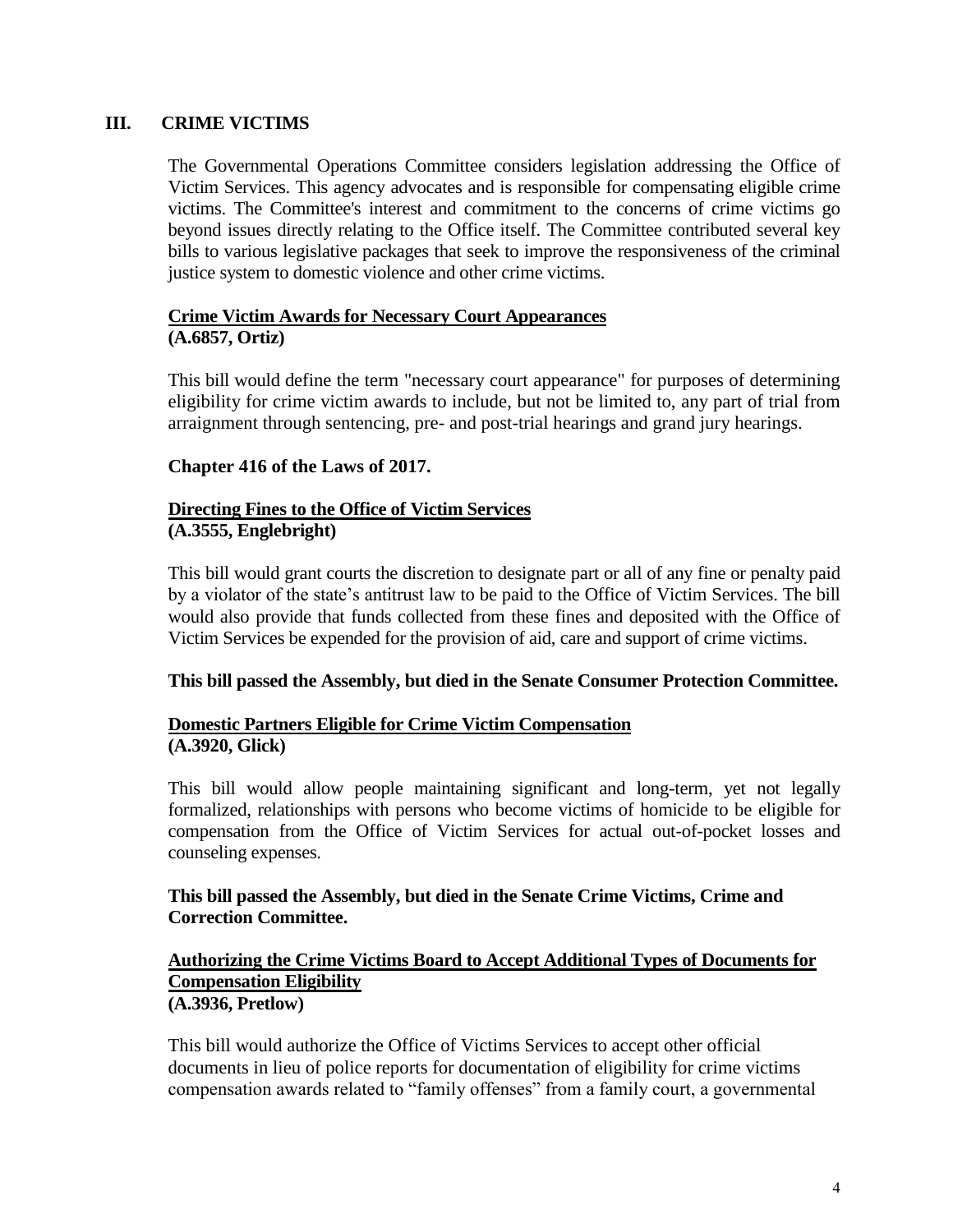## III. CRIME VICTIMS

The Governmental Operations Committee considers legislation addressing the Office of Victim Services. This agency advocates and is responsible for compensating eligible crime victims. The Committee's interest and commitment to the concerns of crime victims go beyond issues directly relating to the Office itself. The Committee contributed several key bills to various legislative packages that seek to improve the responsiveness of the criminal justice system to domestic violence and other crime victims.

### Crime Victim Awards for Necessary Court Appearances
**(A.6857, Ortiz)**

This bill would define the term "necessary court appearance" for purposes of determining eligibility for crime victim awards to include, but not be limited to, any part of trial from arraignment through sentencing, pre- and post-trial hearings and grand jury hearings.

**Chapter 416 of the Laws of 2017.**

### Directing Fines to the Office of Victim Services
**(A.3555, Englebright)**

This bill would grant courts the discretion to designate part or all of any fine or penalty paid by a violator of the state's antitrust law to be paid to the Office of Victim Services. The bill would also provide that funds collected from these fines and deposited with the Office of Victim Services be expended for the provision of aid, care and support of crime victims.

**This bill passed the Assembly, but died in the Senate Consumer Protection Committee.**

### Domestic Partners Eligible for Crime Victim Compensation
**(A.3920, Glick)**

This bill would allow people maintaining significant and long-term, yet not legally formalized, relationships with persons who become victims of homicide to be eligible for compensation from the Office of Victim Services for actual out-of-pocket losses and counseling expenses.

**This bill passed the Assembly, but died in the Senate Crime Victims, Crime and Correction Committee.**

### Authorizing the Crime Victims Board to Accept Additional Types of Documents for Compensation Eligibility
**(A.3936, Pretlow)**

This bill would authorize the Office of Victims Services to accept other official documents in lieu of police reports for documentation of eligibility for crime victims compensation awards related to "family offenses" from a family court, a governmental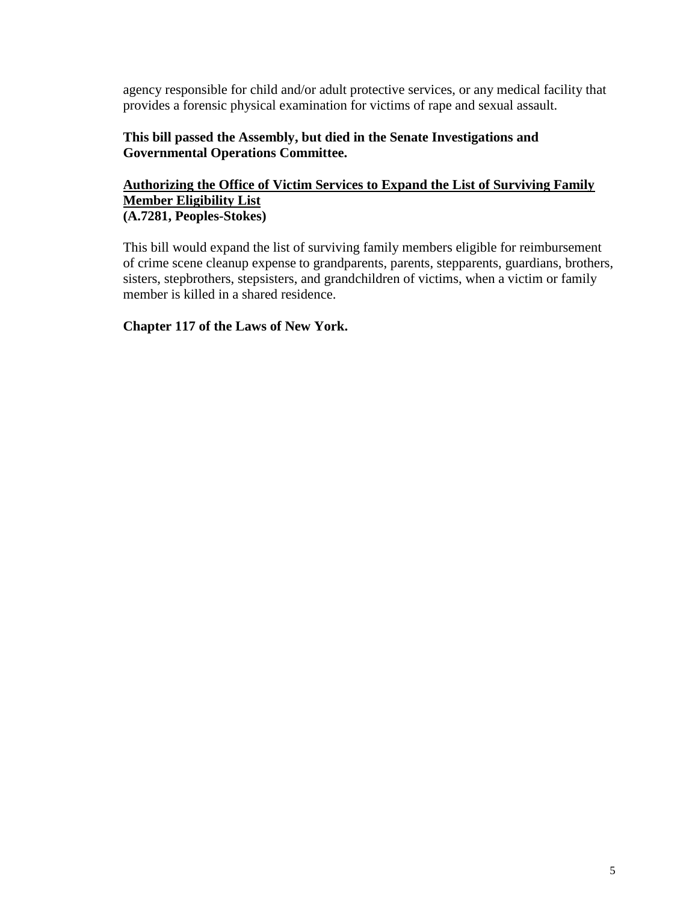agency responsible for child and/or adult protective services, or any medical facility that provides a forensic physical examination for victims of rape and sexual assault.

**This bill passed the Assembly, but died in the Senate Investigations and Governmental Operations Committee.**

**<u>Authorizing the Office of Victim Services to Expand the List of Surviving Family Member Eligibility List</u>**
**(A.7281, Peoples-Stokes)**

This bill would expand the list of surviving family members eligible for reimbursement of crime scene cleanup expense to grandparents, parents, stepparents, guardians, brothers, sisters, stepbrothers, stepsisters, and grandchildren of victims, when a victim or family member is killed in a shared residence.

**Chapter 117 of the Laws of New York.**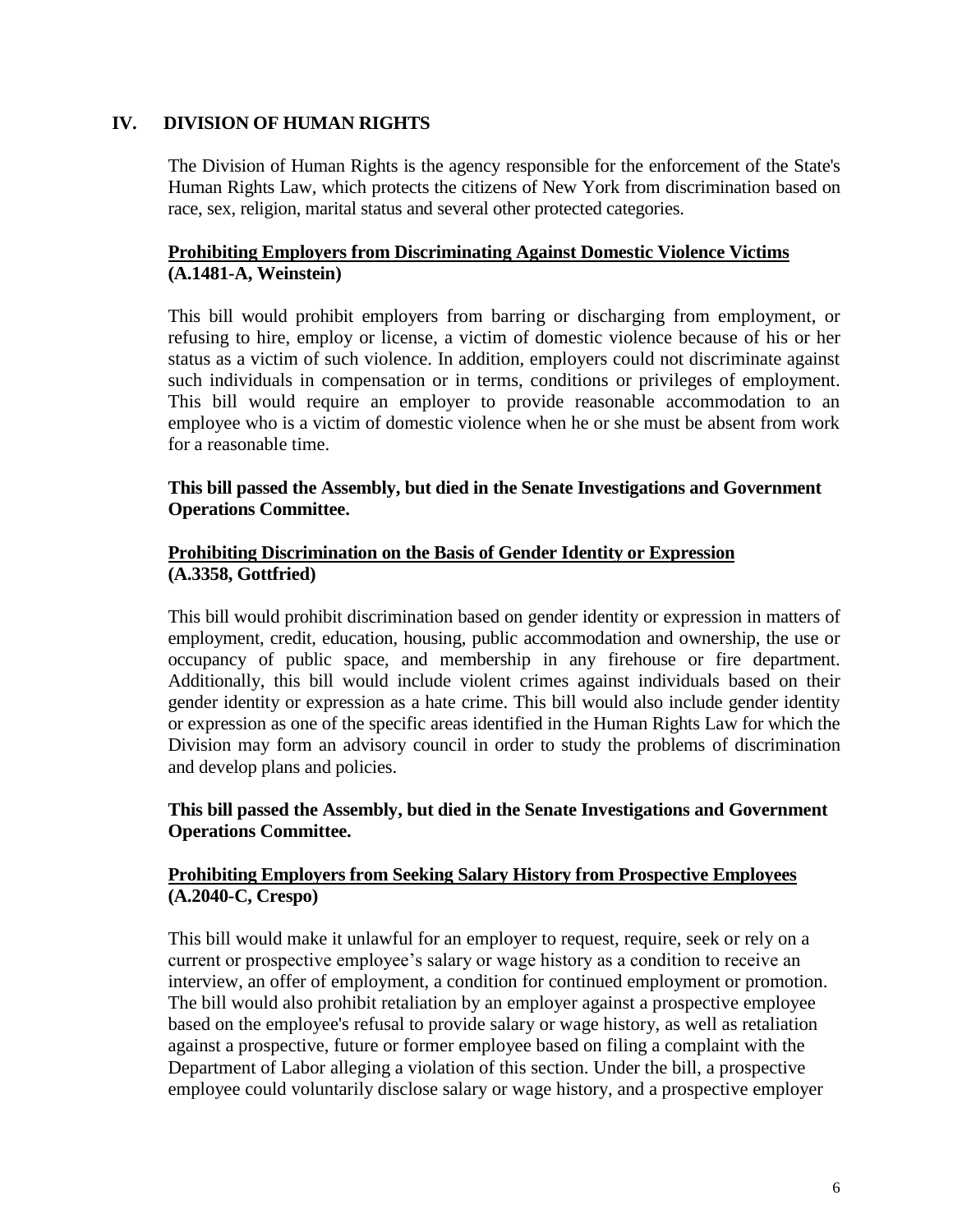## IV. DIVISION OF HUMAN RIGHTS

The Division of Human Rights is the agency responsible for the enforcement of the State's Human Rights Law, which protects the citizens of New York from discrimination based on race, sex, religion, marital status and several other protected categories.

**Prohibiting Employers from Discriminating Against Domestic Violence Victims (A.1481-A, Weinstein)**

This bill would prohibit employers from barring or discharging from employment, or refusing to hire, employ or license, a victim of domestic violence because of his or her status as a victim of such violence. In addition, employers could not discriminate against such individuals in compensation or in terms, conditions or privileges of employment. This bill would require an employer to provide reasonable accommodation to an employee who is a victim of domestic violence when he or she must be absent from work for a reasonable time.

**This bill passed the Assembly, but died in the Senate Investigations and Government Operations Committee.**

**Prohibiting Discrimination on the Basis of Gender Identity or Expression (A.3358, Gottfried)**

This bill would prohibit discrimination based on gender identity or expression in matters of employment, credit, education, housing, public accommodation and ownership, the use or occupancy of public space, and membership in any firehouse or fire department. Additionally, this bill would include violent crimes against individuals based on their gender identity or expression as a hate crime. This bill would also include gender identity or expression as one of the specific areas identified in the Human Rights Law for which the Division may form an advisory council in order to study the problems of discrimination and develop plans and policies.

**This bill passed the Assembly, but died in the Senate Investigations and Government Operations Committee.**

**Prohibiting Employers from Seeking Salary History from Prospective Employees (A.2040-C, Crespo)**

This bill would make it unlawful for an employer to request, require, seek or rely on a current or prospective employee's salary or wage history as a condition to receive an interview, an offer of employment, a condition for continued employment or promotion. The bill would also prohibit retaliation by an employer against a prospective employee based on the employee's refusal to provide salary or wage history, as well as retaliation against a prospective, future or former employee based on filing a complaint with the Department of Labor alleging a violation of this section. Under the bill, a prospective employee could voluntarily disclose salary or wage history, and a prospective employer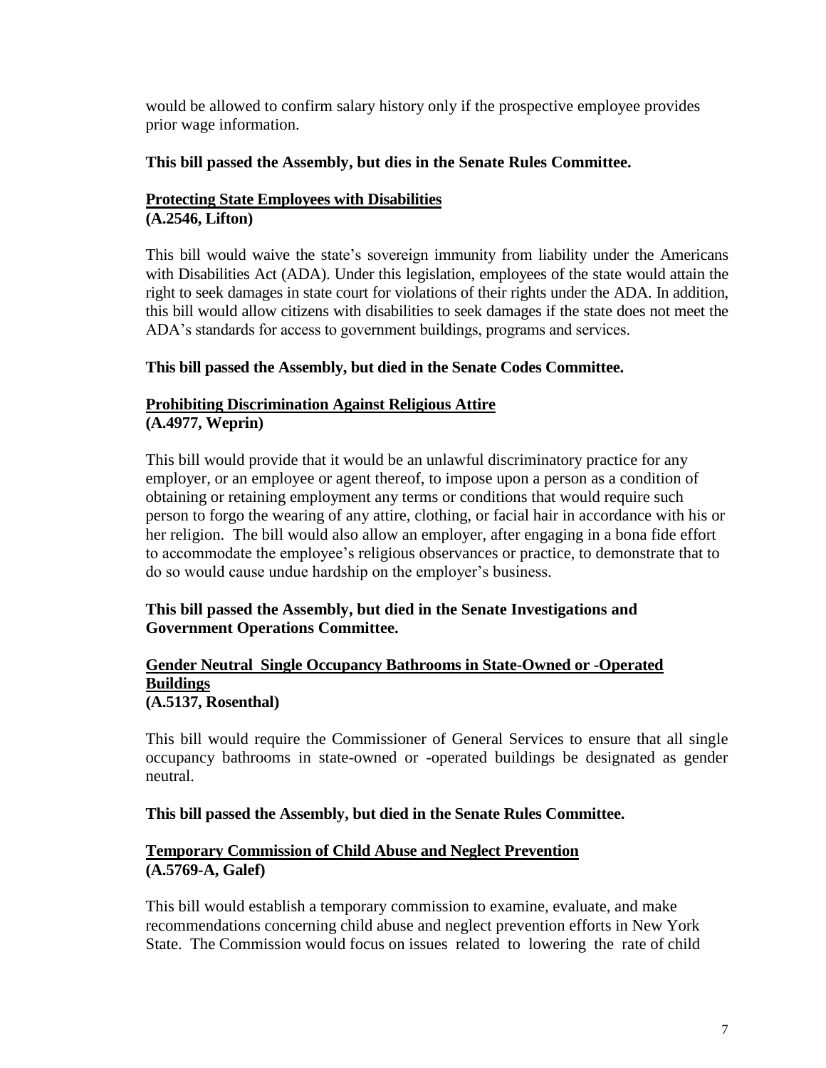would be allowed to confirm salary history only if the prospective employee provides prior wage information.

**This bill passed the Assembly, but dies in the Senate Rules Committee.**

**Protecting State Employees with Disabilities**
**(A.2546, Lifton)**

This bill would waive the state's sovereign immunity from liability under the Americans with Disabilities Act (ADA). Under this legislation, employees of the state would attain the right to seek damages in state court for violations of their rights under the ADA. In addition, this bill would allow citizens with disabilities to seek damages if the state does not meet the ADA's standards for access to government buildings, programs and services.

**This bill passed the Assembly, but died in the Senate Codes Committee.**

**Prohibiting Discrimination Against Religious Attire**
**(A.4977, Weprin)**

This bill would provide that it would be an unlawful discriminatory practice for any employer, or an employee or agent thereof, to impose upon a person as a condition of obtaining or retaining employment any terms or conditions that would require such person to forgo the wearing of any attire, clothing, or facial hair in accordance with his or her religion. The bill would also allow an employer, after engaging in a bona fide effort to accommodate the employee's religious observances or practice, to demonstrate that to do so would cause undue hardship on the employer's business.

**This bill passed the Assembly, but died in the Senate Investigations and Government Operations Committee.**

**Gender Neutral Single Occupancy Bathrooms in State-Owned or -Operated Buildings**
**(A.5137, Rosenthal)**

This bill would require the Commissioner of General Services to ensure that all single occupancy bathrooms in state-owned or -operated buildings be designated as gender neutral.

**This bill passed the Assembly, but died in the Senate Rules Committee.**

**Temporary Commission of Child Abuse and Neglect Prevention**
**(A.5769-A, Galef)**

This bill would establish a temporary commission to examine, evaluate, and make recommendations concerning child abuse and neglect prevention efforts in New York State. The Commission would focus on issues related to lowering the rate of child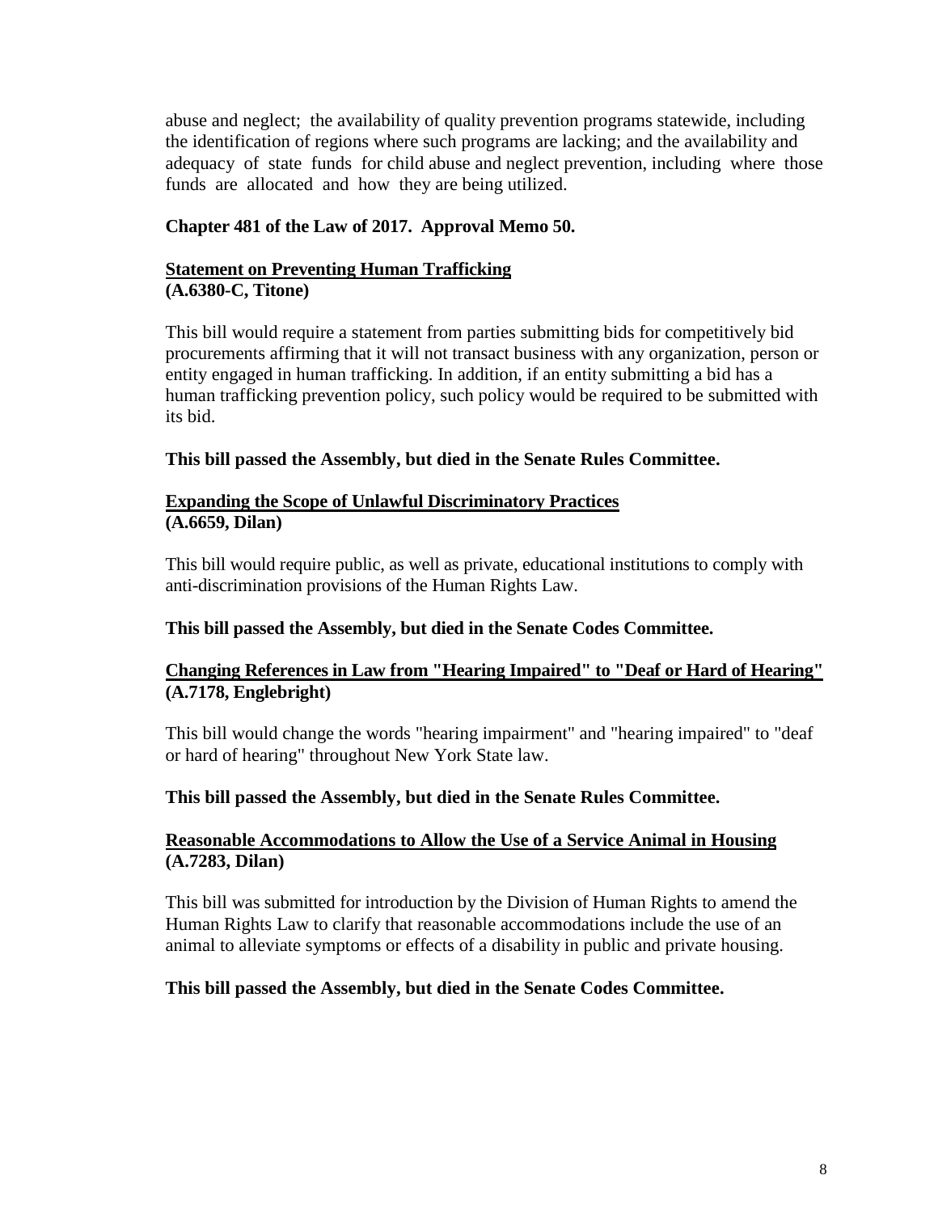abuse and neglect; the availability of quality prevention programs statewide, including the identification of regions where such programs are lacking; and the availability and adequacy of state funds for child abuse and neglect prevention, including where those funds are allocated and how they are being utilized.

**Chapter 481 of the Law of 2017. Approval Memo 50.**

**Statement on Preventing Human Trafficking**
**(A.6380-C, Titone)**

This bill would require a statement from parties submitting bids for competitively bid procurements affirming that it will not transact business with any organization, person or entity engaged in human trafficking. In addition, if an entity submitting a bid has a human trafficking prevention policy, such policy would be required to be submitted with its bid.

**This bill passed the Assembly, but died in the Senate Rules Committee.**

**Expanding the Scope of Unlawful Discriminatory Practices**
**(A.6659, Dilan)**

This bill would require public, as well as private, educational institutions to comply with anti-discrimination provisions of the Human Rights Law.

**This bill passed the Assembly, but died in the Senate Codes Committee.**

**Changing References in Law from "Hearing Impaired" to "Deaf or Hard of Hearing"**
**(A.7178, Englebright)**

This bill would change the words "hearing impairment" and "hearing impaired" to "deaf or hard of hearing" throughout New York State law.

**This bill passed the Assembly, but died in the Senate Rules Committee.**

**Reasonable Accommodations to Allow the Use of a Service Animal in Housing**
**(A.7283, Dilan)**

This bill was submitted for introduction by the Division of Human Rights to amend the Human Rights Law to clarify that reasonable accommodations include the use of an animal to alleviate symptoms or effects of a disability in public and private housing.

**This bill passed the Assembly, but died in the Senate Codes Committee.**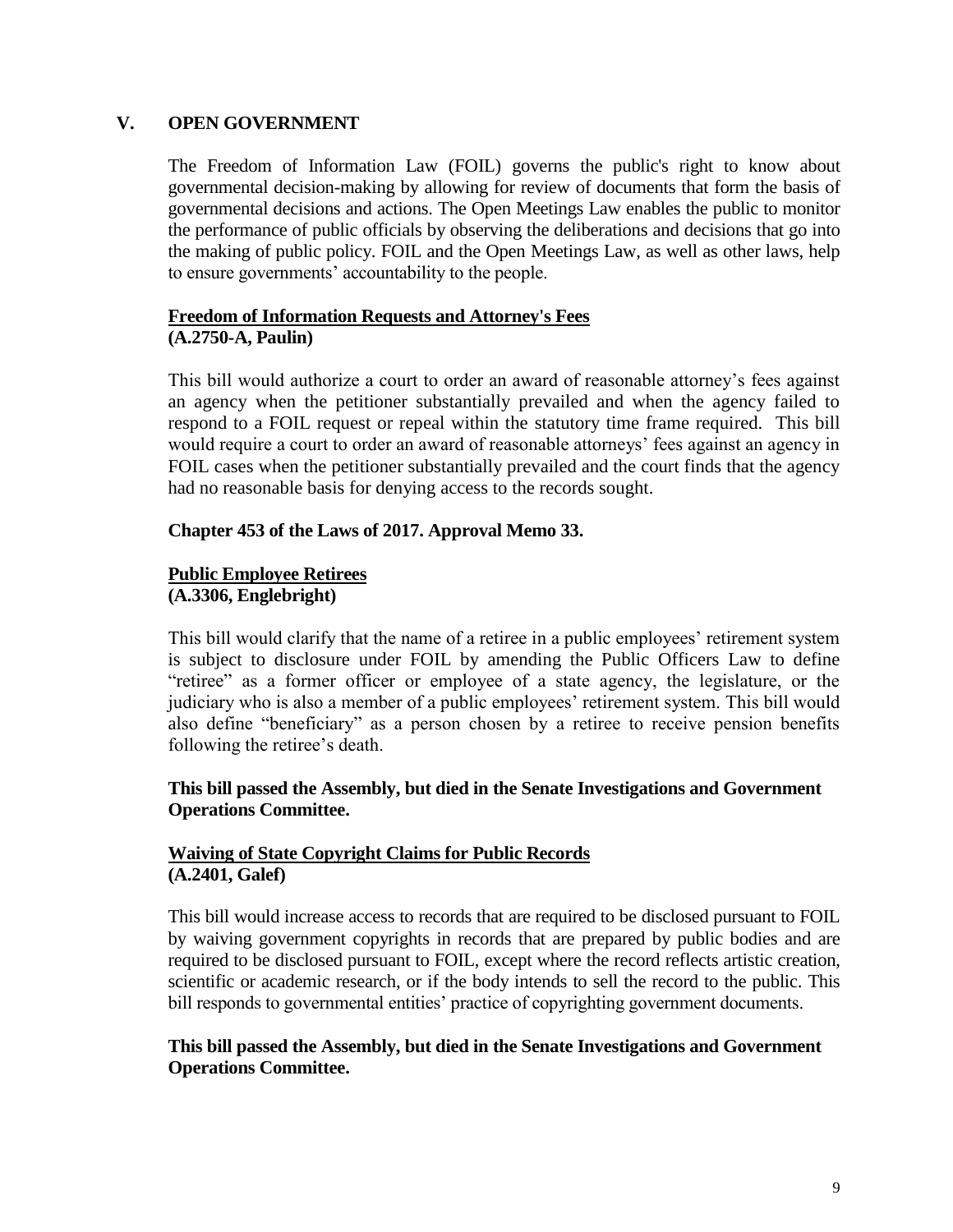## V. OPEN GOVERNMENT

The Freedom of Information Law (FOIL) governs the public's right to know about governmental decision-making by allowing for review of documents that form the basis of governmental decisions and actions. The Open Meetings Law enables the public to monitor the performance of public officials by observing the deliberations and decisions that go into the making of public policy. FOIL and the Open Meetings Law, as well as other laws, help to ensure governments' accountability to the people.

**Freedom of Information Requests and Attorney's Fees**
**(A.2750-A, Paulin)**

This bill would authorize a court to order an award of reasonable attorney's fees against an agency when the petitioner substantially prevailed and when the agency failed to respond to a FOIL request or repeal within the statutory time frame required. This bill would require a court to order an award of reasonable attorneys' fees against an agency in FOIL cases when the petitioner substantially prevailed and the court finds that the agency had no reasonable basis for denying access to the records sought.

**Chapter 453 of the Laws of 2017. Approval Memo 33.**

**Public Employee Retirees**
**(A.3306, Englebright)**

This bill would clarify that the name of a retiree in a public employees' retirement system is subject to disclosure under FOIL by amending the Public Officers Law to define "retiree" as a former officer or employee of a state agency, the legislature, or the judiciary who is also a member of a public employees' retirement system. This bill would also define "beneficiary" as a person chosen by a retiree to receive pension benefits following the retiree's death.

**This bill passed the Assembly, but died in the Senate Investigations and Government Operations Committee.**

**Waiving of State Copyright Claims for Public Records**
**(A.2401, Galef)**

This bill would increase access to records that are required to be disclosed pursuant to FOIL by waiving government copyrights in records that are prepared by public bodies and are required to be disclosed pursuant to FOIL, except where the record reflects artistic creation, scientific or academic research, or if the body intends to sell the record to the public. This bill responds to governmental entities' practice of copyrighting government documents.

**This bill passed the Assembly, but died in the Senate Investigations and Government Operations Committee.**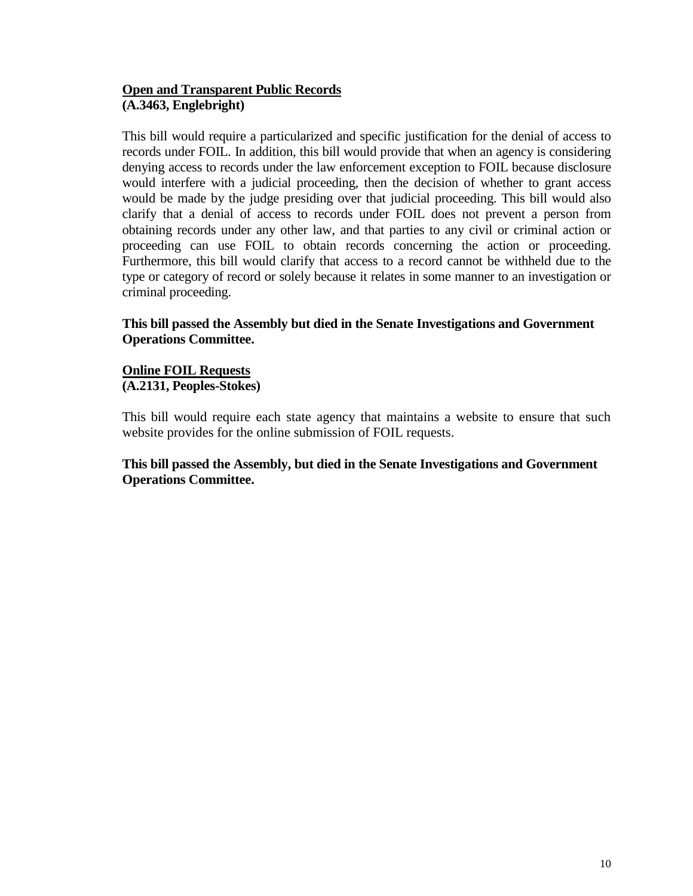**<u>Open and Transparent Public Records</u>**
**(A.3463, Englebright)**

This bill would require a particularized and specific justification for the denial of access to records under FOIL. In addition, this bill would provide that when an agency is considering denying access to records under the law enforcement exception to FOIL because disclosure would interfere with a judicial proceeding, then the decision of whether to grant access would be made by the judge presiding over that judicial proceeding. This bill would also clarify that a denial of access to records under FOIL does not prevent a person from obtaining records under any other law, and that parties to any civil or criminal action or proceeding can use FOIL to obtain records concerning the action or proceeding. Furthermore, this bill would clarify that access to a record cannot be withheld due to the type or category of record or solely because it relates in some manner to an investigation or criminal proceeding.

**This bill passed the Assembly but died in the Senate Investigations and Government Operations Committee.**

**<u>Online FOIL Requests</u>**
**(A.2131, Peoples-Stokes)**

This bill would require each state agency that maintains a website to ensure that such website provides for the online submission of FOIL requests.

**This bill passed the Assembly, but died in the Senate Investigations and Government Operations Committee.**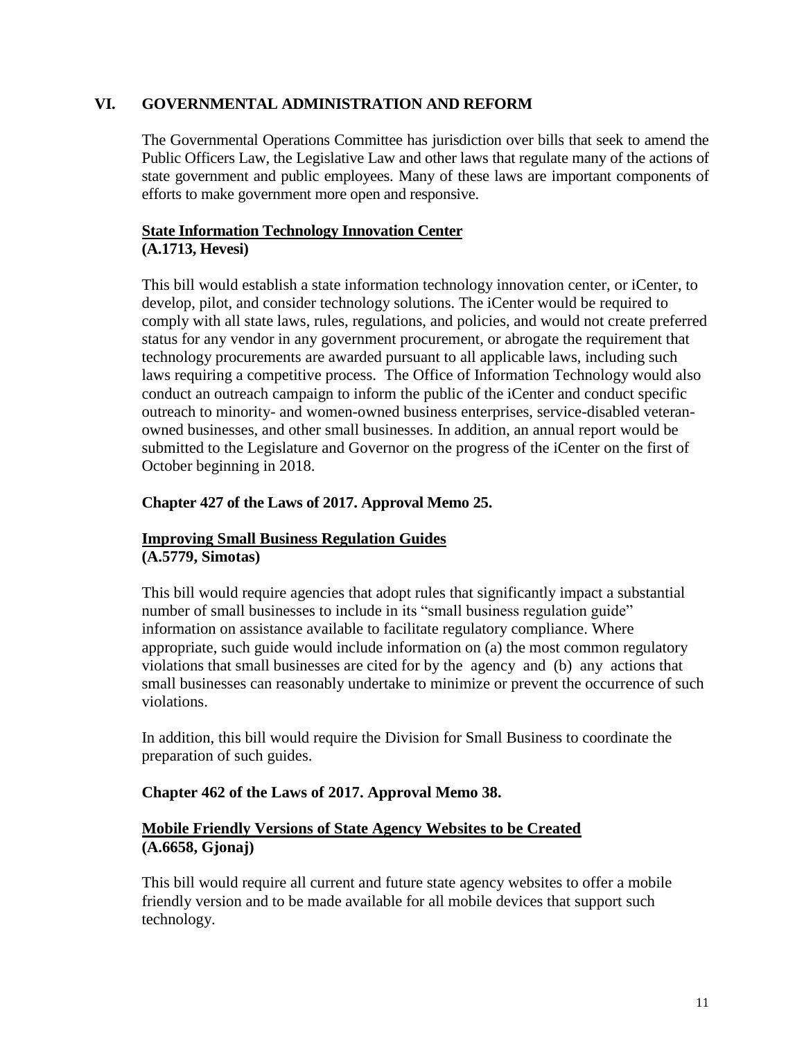## VI. GOVERNMENTAL ADMINISTRATION AND REFORM

The Governmental Operations Committee has jurisdiction over bills that seek to amend the Public Officers Law, the Legislative Law and other laws that regulate many of the actions of state government and public employees. Many of these laws are important components of efforts to make government more open and responsive.

### State Information Technology Innovation Center
**(A.1713, Hevesi)**

This bill would establish a state information technology innovation center, or iCenter, to develop, pilot, and consider technology solutions. The iCenter would be required to comply with all state laws, rules, regulations, and policies, and would not create preferred status for any vendor in any government procurement, or abrogate the requirement that technology procurements are awarded pursuant to all applicable laws, including such laws requiring a competitive process. The Office of Information Technology would also conduct an outreach campaign to inform the public of the iCenter and conduct specific outreach to minority- and women-owned business enterprises, service-disabled veteran-owned businesses, and other small businesses. In addition, an annual report would be submitted to the Legislature and Governor on the progress of the iCenter on the first of October beginning in 2018.

**Chapter 427 of the Laws of 2017. Approval Memo 25.**

### Improving Small Business Regulation Guides
**(A.5779, Simotas)**

This bill would require agencies that adopt rules that significantly impact a substantial number of small businesses to include in its "small business regulation guide" information on assistance available to facilitate regulatory compliance. Where appropriate, such guide would include information on (a) the most common regulatory violations that small businesses are cited for by the agency and (b) any actions that small businesses can reasonably undertake to minimize or prevent the occurrence of such violations.

In addition, this bill would require the Division for Small Business to coordinate the preparation of such guides.

**Chapter 462 of the Laws of 2017. Approval Memo 38.**

### Mobile Friendly Versions of State Agency Websites to be Created
**(A.6658, Gjonaj)**

This bill would require all current and future state agency websites to offer a mobile friendly version and to be made available for all mobile devices that support such technology.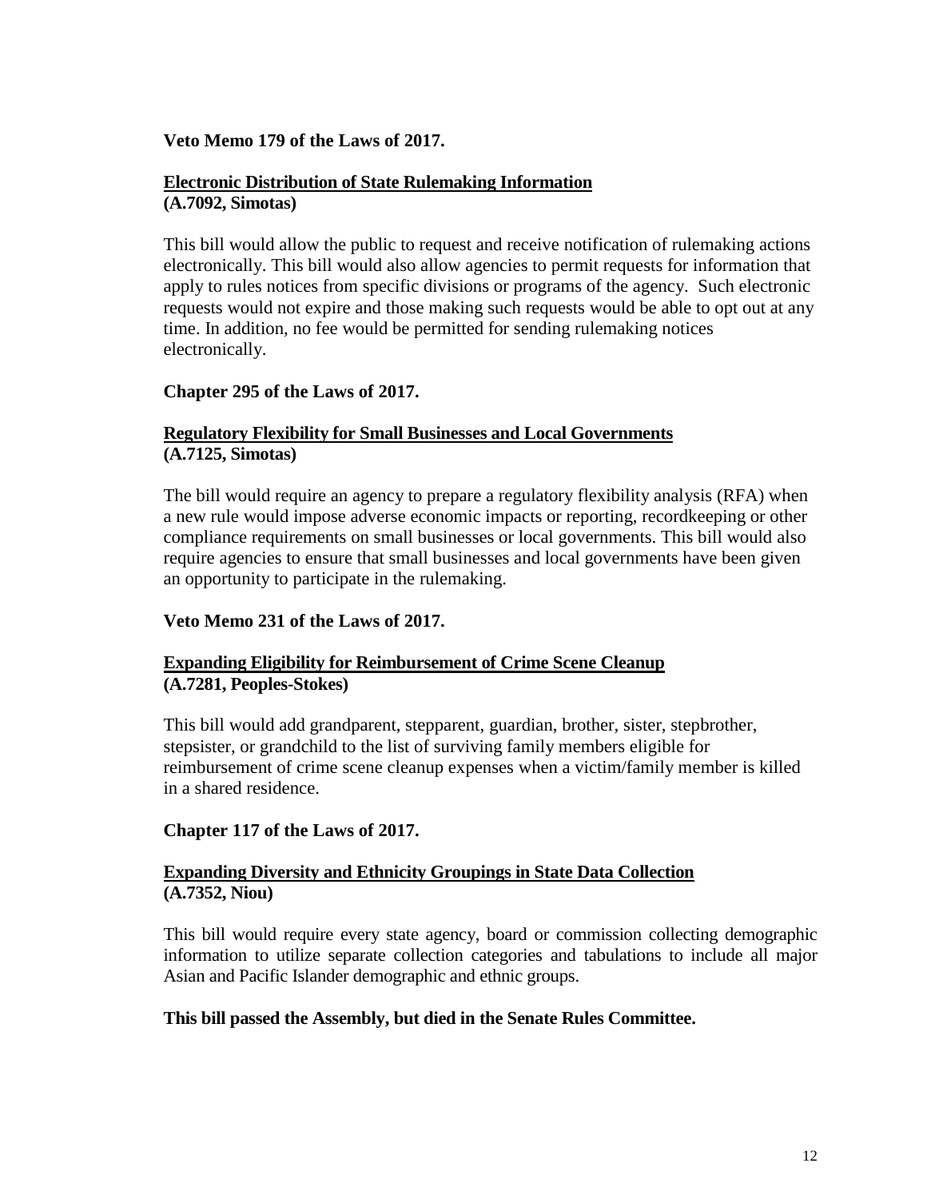**Veto Memo 179 of the Laws of 2017.**

**Electronic Distribution of State Rulemaking Information**
**(A.7092, Simotas)**

This bill would allow the public to request and receive notification of rulemaking actions electronically. This bill would also allow agencies to permit requests for information that apply to rules notices from specific divisions or programs of the agency. Such electronic requests would not expire and those making such requests would be able to opt out at any time. In addition, no fee would be permitted for sending rulemaking notices electronically.

**Chapter 295 of the Laws of 2017.**

**Regulatory Flexibility for Small Businesses and Local Governments**
**(A.7125, Simotas)**

The bill would require an agency to prepare a regulatory flexibility analysis (RFA) when a new rule would impose adverse economic impacts or reporting, recordkeeping or other compliance requirements on small businesses or local governments. This bill would also require agencies to ensure that small businesses and local governments have been given an opportunity to participate in the rulemaking.

**Veto Memo 231 of the Laws of 2017.**

**Expanding Eligibility for Reimbursement of Crime Scene Cleanup**
**(A.7281, Peoples-Stokes)**

This bill would add grandparent, stepparent, guardian, brother, sister, stepbrother, stepsister, or grandchild to the list of surviving family members eligible for reimbursement of crime scene cleanup expenses when a victim/family member is killed in a shared residence.

**Chapter 117 of the Laws of 2017.**

**Expanding Diversity and Ethnicity Groupings in State Data Collection**
**(A.7352, Niou)**

This bill would require every state agency, board or commission collecting demographic information to utilize separate collection categories and tabulations to include all major Asian and Pacific Islander demographic and ethnic groups.

**This bill passed the Assembly, but died in the Senate Rules Committee.**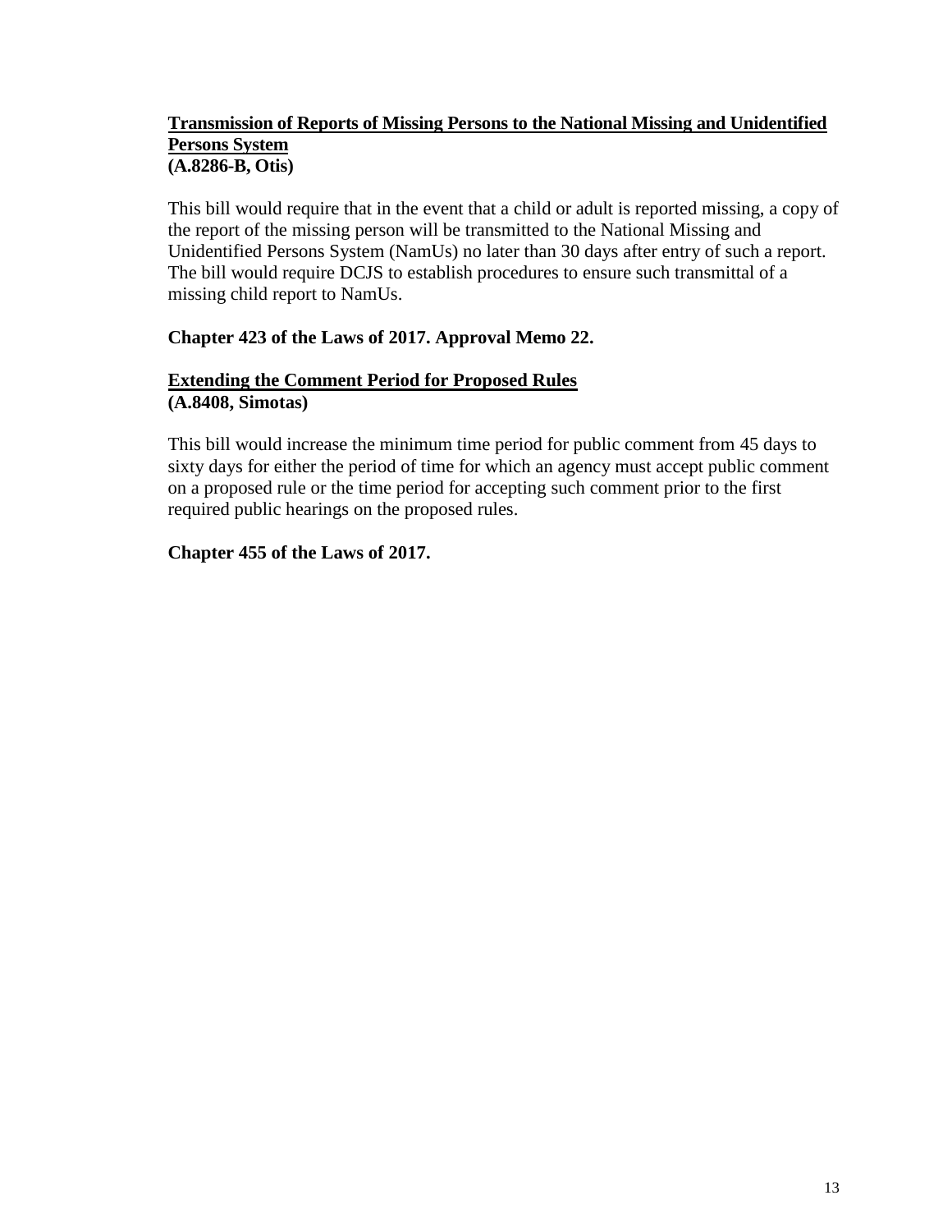**Transmission of Reports of Missing Persons to the National Missing and Unidentified Persons System**
**(A.8286-B, Otis)**

This bill would require that in the event that a child or adult is reported missing, a copy of the report of the missing person will be transmitted to the National Missing and Unidentified Persons System (NamUs) no later than 30 days after entry of such a report. The bill would require DCJS to establish procedures to ensure such transmittal of a missing child report to NamUs.

**Chapter 423 of the Laws of 2017. Approval Memo 22.**

**Extending the Comment Period for Proposed Rules**
**(A.8408, Simotas)**

This bill would increase the minimum time period for public comment from 45 days to sixty days for either the period of time for which an agency must accept public comment on a proposed rule or the time period for accepting such comment prior to the first required public hearings on the proposed rules.

**Chapter 455 of the Laws of 2017.**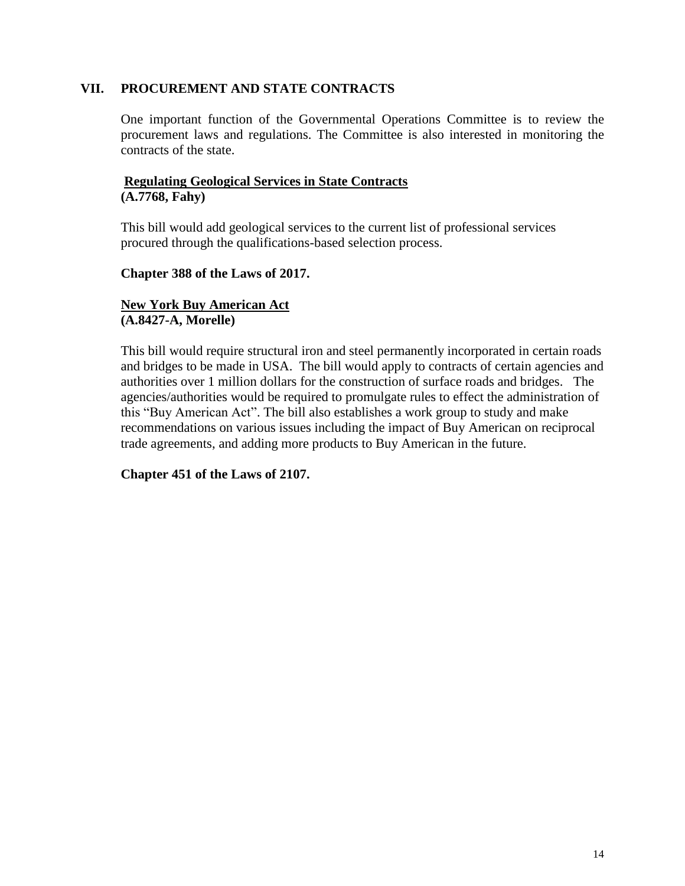## VII. PROCUREMENT AND STATE CONTRACTS

One important function of the Governmental Operations Committee is to review the procurement laws and regulations. The Committee is also interested in monitoring the contracts of the state.

**Regulating Geological Services in State Contracts**
**(A.7768, Fahy)**

This bill would add geological services to the current list of professional services procured through the qualifications-based selection process.

**Chapter 388 of the Laws of 2017.**

**New York Buy American Act**
**(A.8427-A, Morelle)**

This bill would require structural iron and steel permanently incorporated in certain roads and bridges to be made in USA. The bill would apply to contracts of certain agencies and authorities over 1 million dollars for the construction of surface roads and bridges. The agencies/authorities would be required to promulgate rules to effect the administration of this "Buy American Act". The bill also establishes a work group to study and make recommendations on various issues including the impact of Buy American on reciprocal trade agreements, and adding more products to Buy American in the future.

**Chapter 451 of the Laws of 2107.**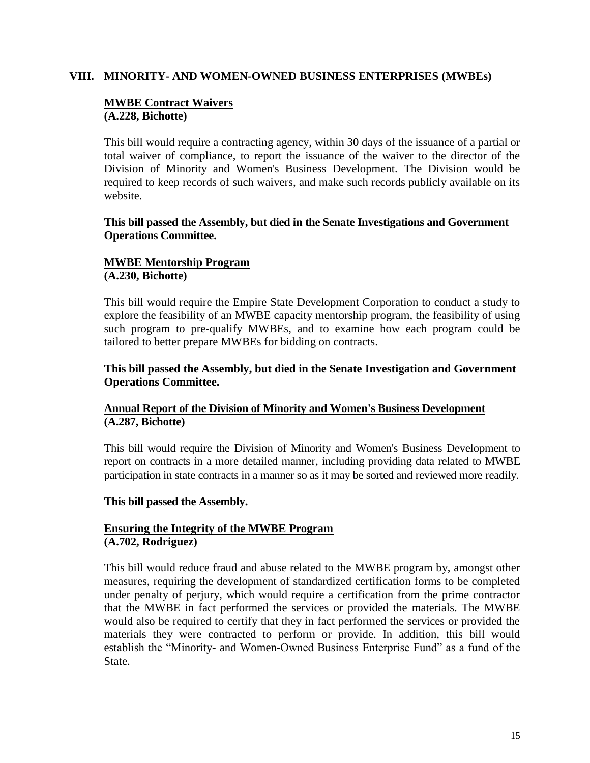## VIII. MINORITY- AND WOMEN-OWNED BUSINESS ENTERPRISES (MWBEs)

### MWBE Contract Waivers
**(A.228, Bichotte)**

This bill would require a contracting agency, within 30 days of the issuance of a partial or total waiver of compliance, to report the issuance of the waiver to the director of the Division of Minority and Women's Business Development. The Division would be required to keep records of such waivers, and make such records publicly available on its website.

**This bill passed the Assembly, but died in the Senate Investigations and Government Operations Committee.**

### MWBE Mentorship Program
**(A.230, Bichotte)**

This bill would require the Empire State Development Corporation to conduct a study to explore the feasibility of an MWBE capacity mentorship program, the feasibility of using such program to pre-qualify MWBEs, and to examine how each program could be tailored to better prepare MWBEs for bidding on contracts.

**This bill passed the Assembly, but died in the Senate Investigation and Government Operations Committee.**

### Annual Report of the Division of Minority and Women's Business Development
**(A.287, Bichotte)**

This bill would require the Division of Minority and Women's Business Development to report on contracts in a more detailed manner, including providing data related to MWBE participation in state contracts in a manner so as it may be sorted and reviewed more readily.

**This bill passed the Assembly.**

### Ensuring the Integrity of the MWBE Program
**(A.702, Rodriguez)**

This bill would reduce fraud and abuse related to the MWBE program by, amongst other measures, requiring the development of standardized certification forms to be completed under penalty of perjury, which would require a certification from the prime contractor that the MWBE in fact performed the services or provided the materials. The MWBE would also be required to certify that they in fact performed the services or provided the materials they were contracted to perform or provide. In addition, this bill would establish the "Minority- and Women-Owned Business Enterprise Fund" as a fund of the State.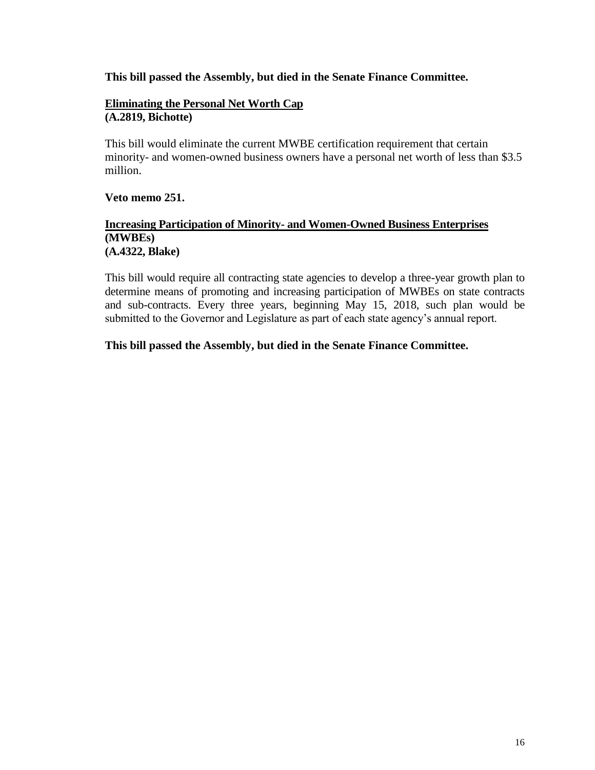**This bill passed the Assembly, but died in the Senate Finance Committee.**

**<u>Eliminating the Personal Net Worth Cap</u>**
**(A.2819, Bichotte)**

This bill would eliminate the current MWBE certification requirement that certain minority- and women-owned business owners have a personal net worth of less than $3.5 million.

**Veto memo 251.**

**<u>Increasing Participation of Minority- and Women-Owned Business Enterprises</u>**
**(MWBEs)**
**(A.4322, Blake)**

This bill would require all contracting state agencies to develop a three-year growth plan to determine means of promoting and increasing participation of MWBEs on state contracts and sub-contracts. Every three years, beginning May 15, 2018, such plan would be submitted to the Governor and Legislature as part of each state agency's annual report.

**This bill passed the Assembly, but died in the Senate Finance Committee.**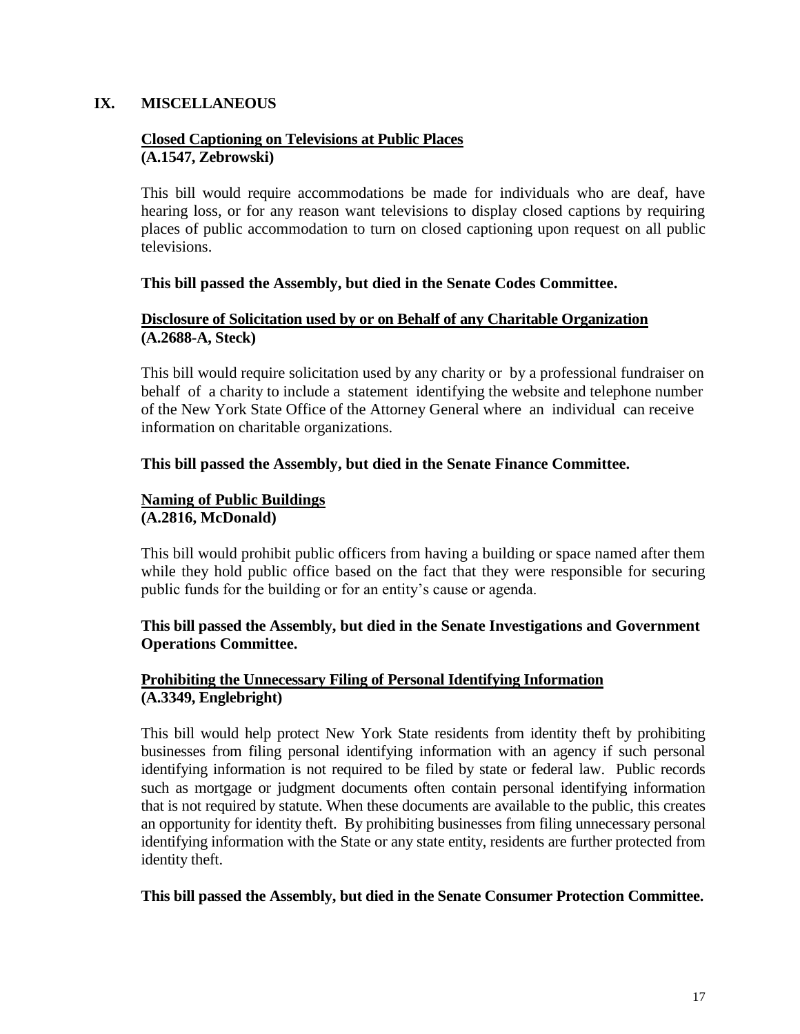## IX. MISCELLANEOUS

**Closed Captioning on Televisions at Public Places**
**(A.1547, Zebrowski)**

This bill would require accommodations be made for individuals who are deaf, have hearing loss, or for any reason want televisions to display closed captions by requiring places of public accommodation to turn on closed captioning upon request on all public televisions.

**This bill passed the Assembly, but died in the Senate Codes Committee.**

**Disclosure of Solicitation used by or on Behalf of any Charitable Organization**
**(A.2688-A, Steck)**

This bill would require solicitation used by any charity or by a professional fundraiser on behalf of a charity to include a statement identifying the website and telephone number of the New York State Office of the Attorney General where an individual can receive information on charitable organizations.

**This bill passed the Assembly, but died in the Senate Finance Committee.**

**Naming of Public Buildings**
**(A.2816, McDonald)**

This bill would prohibit public officers from having a building or space named after them while they hold public office based on the fact that they were responsible for securing public funds for the building or for an entity's cause or agenda.

**This bill passed the Assembly, but died in the Senate Investigations and Government Operations Committee.**

**Prohibiting the Unnecessary Filing of Personal Identifying Information**
**(A.3349, Englebright)**

This bill would help protect New York State residents from identity theft by prohibiting businesses from filing personal identifying information with an agency if such personal identifying information is not required to be filed by state or federal law. Public records such as mortgage or judgment documents often contain personal identifying information that is not required by statute. When these documents are available to the public, this creates an opportunity for identity theft. By prohibiting businesses from filing unnecessary personal identifying information with the State or any state entity, residents are further protected from identity theft.

**This bill passed the Assembly, but died in the Senate Consumer Protection Committee.**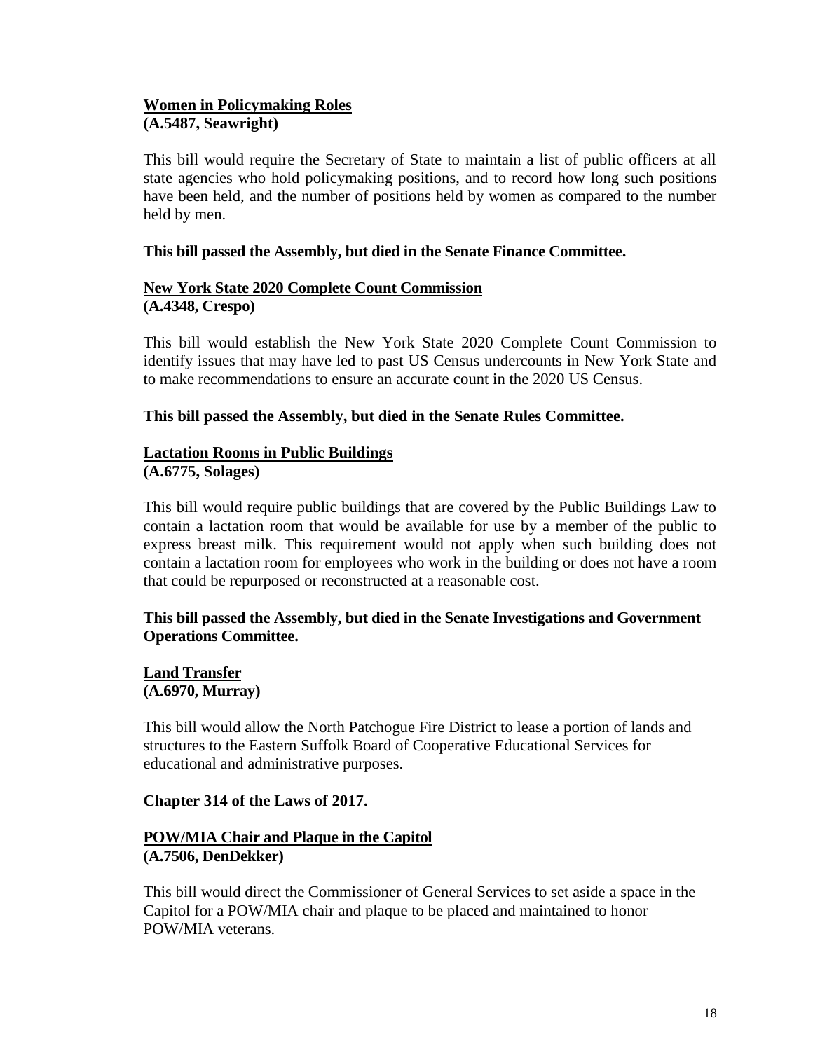**Women in Policymaking Roles**
**(A.5487, Seawright)**

This bill would require the Secretary of State to maintain a list of public officers at all state agencies who hold policymaking positions, and to record how long such positions have been held, and the number of positions held by women as compared to the number held by men.

**This bill passed the Assembly, but died in the Senate Finance Committee.**

**New York State 2020 Complete Count Commission**
**(A.4348, Crespo)**

This bill would establish the New York State 2020 Complete Count Commission to identify issues that may have led to past US Census undercounts in New York State and to make recommendations to ensure an accurate count in the 2020 US Census.

**This bill passed the Assembly, but died in the Senate Rules Committee.**

**Lactation Rooms in Public Buildings**
**(A.6775, Solages)**

This bill would require public buildings that are covered by the Public Buildings Law to contain a lactation room that would be available for use by a member of the public to express breast milk. This requirement would not apply when such building does not contain a lactation room for employees who work in the building or does not have a room that could be repurposed or reconstructed at a reasonable cost.

**This bill passed the Assembly, but died in the Senate Investigations and Government Operations Committee.**

**Land Transfer**
**(A.6970, Murray)**

This bill would allow the North Patchogue Fire District to lease a portion of lands and structures to the Eastern Suffolk Board of Cooperative Educational Services for educational and administrative purposes.

**Chapter 314 of the Laws of 2017.**

**POW/MIA Chair and Plaque in the Capitol**
**(A.7506, DenDekker)**

This bill would direct the Commissioner of General Services to set aside a space in the Capitol for a POW/MIA chair and plaque to be placed and maintained to honor POW/MIA veterans.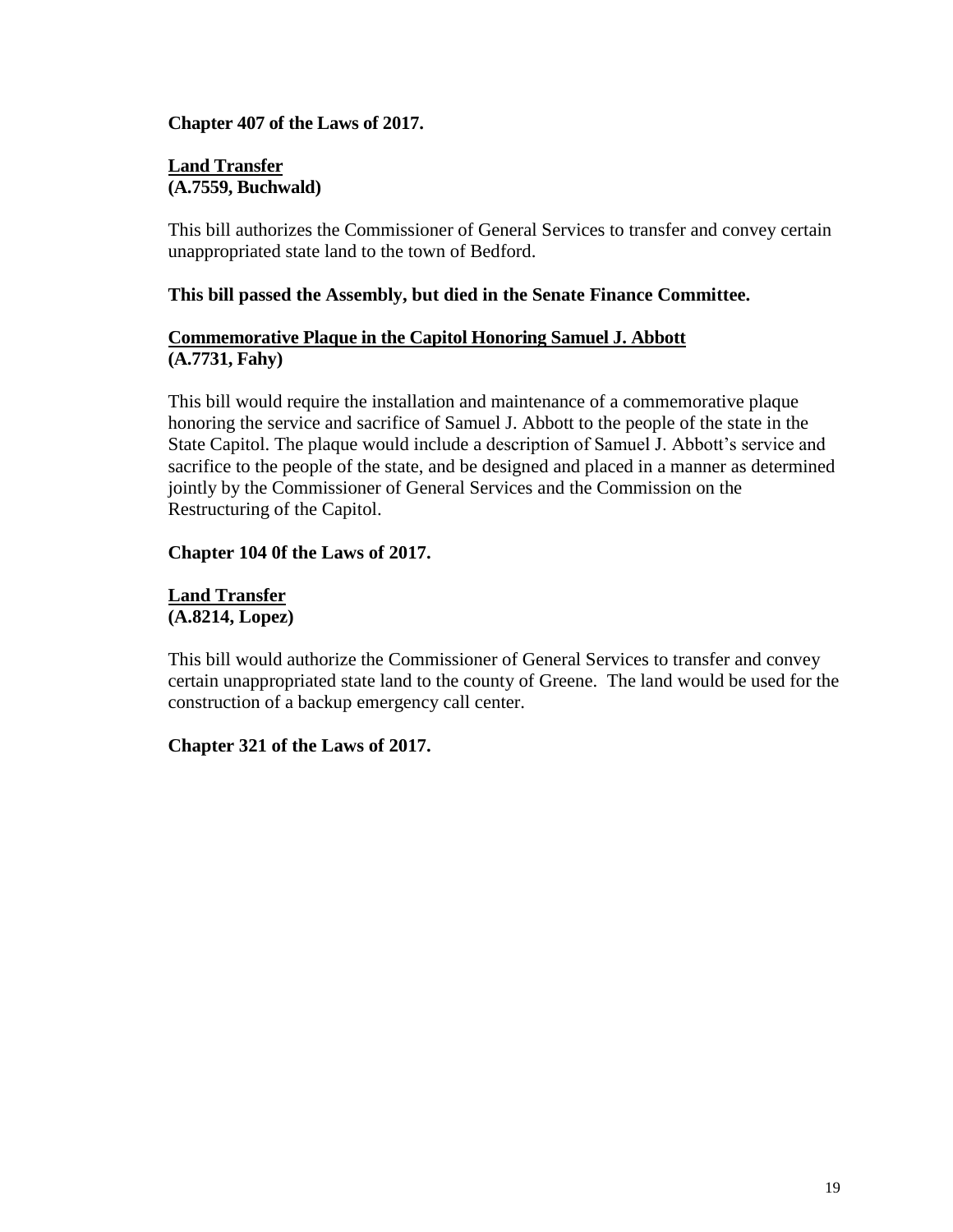**Chapter 407 of the Laws of 2017.**

**Land Transfer**
**(A.7559, Buchwald)**

This bill authorizes the Commissioner of General Services to transfer and convey certain unappropriated state land to the town of Bedford.

**This bill passed the Assembly, but died in the Senate Finance Committee.**

**Commemorative Plaque in the Capitol Honoring Samuel J. Abbott**
**(A.7731, Fahy)**

This bill would require the installation and maintenance of a commemorative plaque honoring the service and sacrifice of Samuel J. Abbott to the people of the state in the State Capitol. The plaque would include a description of Samuel J. Abbott's service and sacrifice to the people of the state, and be designed and placed in a manner as determined jointly by the Commissioner of General Services and the Commission on the Restructuring of the Capitol.

**Chapter 104 0f the Laws of 2017.**

**Land Transfer**
**(A.8214, Lopez)**

This bill would authorize the Commissioner of General Services to transfer and convey certain unappropriated state land to the county of Greene. The land would be used for the construction of a backup emergency call center.

**Chapter 321 of the Laws of 2017.**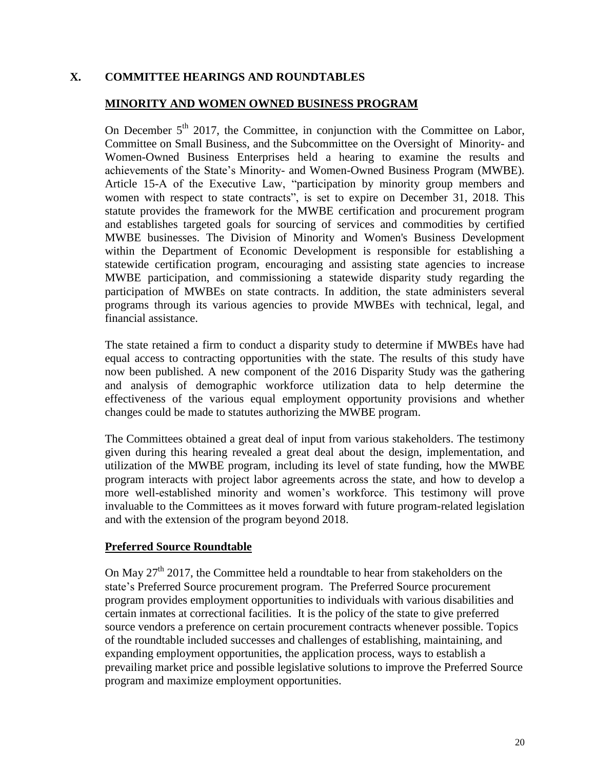## X. COMMITTEE HEARINGS AND ROUNDTABLES

### MINORITY AND WOMEN OWNED BUSINESS PROGRAM

On December 5th 2017, the Committee, in conjunction with the Committee on Labor, Committee on Small Business, and the Subcommittee on the Oversight of Minority- and Women-Owned Business Enterprises held a hearing to examine the results and achievements of the State's Minority- and Women-Owned Business Program (MWBE). Article 15-A of the Executive Law, "participation by minority group members and women with respect to state contracts", is set to expire on December 31, 2018. This statute provides the framework for the MWBE certification and procurement program and establishes targeted goals for sourcing of services and commodities by certified MWBE businesses. The Division of Minority and Women's Business Development within the Department of Economic Development is responsible for establishing a statewide certification program, encouraging and assisting state agencies to increase MWBE participation, and commissioning a statewide disparity study regarding the participation of MWBEs on state contracts. In addition, the state administers several programs through its various agencies to provide MWBEs with technical, legal, and financial assistance.

The state retained a firm to conduct a disparity study to determine if MWBEs have had equal access to contracting opportunities with the state. The results of this study have now been published. A new component of the 2016 Disparity Study was the gathering and analysis of demographic workforce utilization data to help determine the effectiveness of the various equal employment opportunity provisions and whether changes could be made to statutes authorizing the MWBE program.

The Committees obtained a great deal of input from various stakeholders. The testimony given during this hearing revealed a great deal about the design, implementation, and utilization of the MWBE program, including its level of state funding, how the MWBE program interacts with project labor agreements across the state, and how to develop a more well-established minority and women's workforce. This testimony will prove invaluable to the Committees as it moves forward with future program-related legislation and with the extension of the program beyond 2018.

### Preferred Source Roundtable

On May 27th 2017, the Committee held a roundtable to hear from stakeholders on the state's Preferred Source procurement program. The Preferred Source procurement program provides employment opportunities to individuals with various disabilities and certain inmates at correctional facilities. It is the policy of the state to give preferred source vendors a preference on certain procurement contracts whenever possible. Topics of the roundtable included successes and challenges of establishing, maintaining, and expanding employment opportunities, the application process, ways to establish a prevailing market price and possible legislative solutions to improve the Preferred Source program and maximize employment opportunities.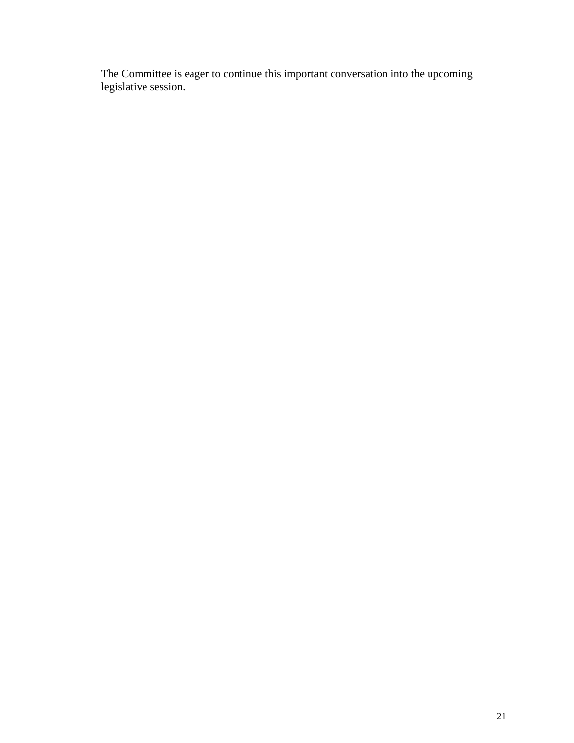The Committee is eager to continue this important conversation into the upcoming legislative session.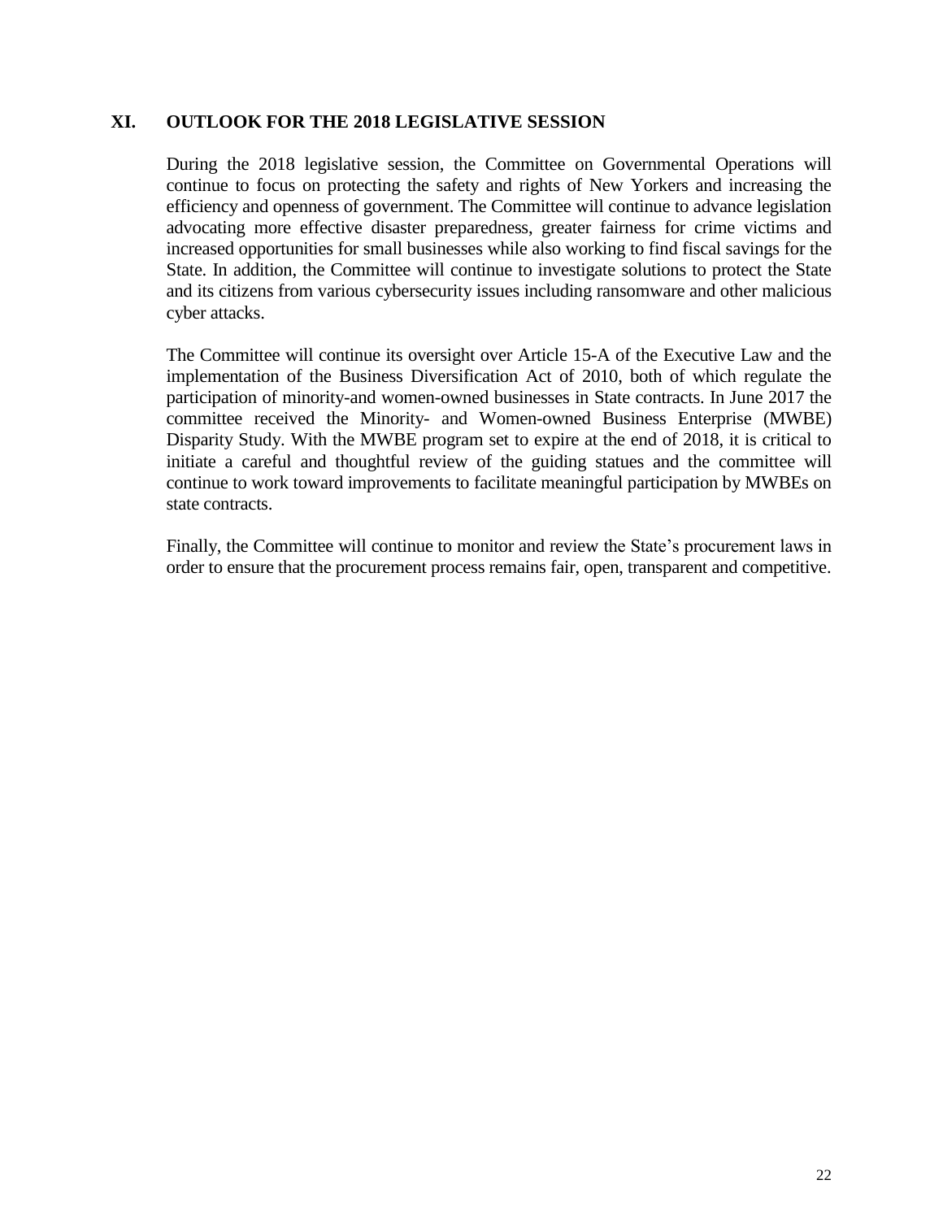## XI. OUTLOOK FOR THE 2018 LEGISLATIVE SESSION

During the 2018 legislative session, the Committee on Governmental Operations will continue to focus on protecting the safety and rights of New Yorkers and increasing the efficiency and openness of government. The Committee will continue to advance legislation advocating more effective disaster preparedness, greater fairness for crime victims and increased opportunities for small businesses while also working to find fiscal savings for the State. In addition, the Committee will continue to investigate solutions to protect the State and its citizens from various cybersecurity issues including ransomware and other malicious cyber attacks.

The Committee will continue its oversight over Article 15-A of the Executive Law and the implementation of the Business Diversification Act of 2010, both of which regulate the participation of minority-and women-owned businesses in State contracts. In June 2017 the committee received the Minority- and Women-owned Business Enterprise (MWBE) Disparity Study. With the MWBE program set to expire at the end of 2018, it is critical to initiate a careful and thoughtful review of the guiding statues and the committee will continue to work toward improvements to facilitate meaningful participation by MWBEs on state contracts.

Finally, the Committee will continue to monitor and review the State's procurement laws in order to ensure that the procurement process remains fair, open, transparent and competitive.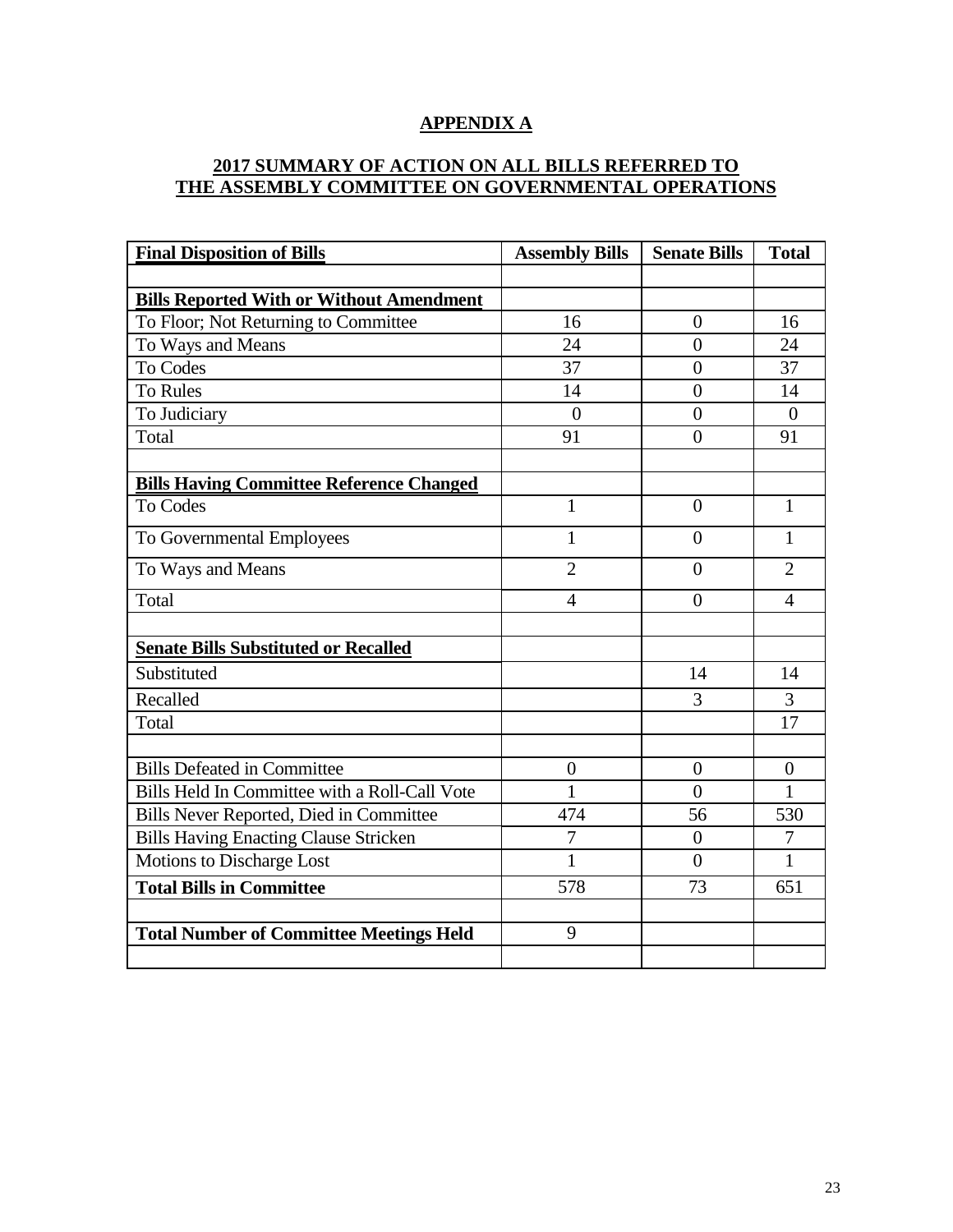## APPENDIX A

## 2017 SUMMARY OF ACTION ON ALL BILLS REFERRED TO THE ASSEMBLY COMMITTEE ON GOVERNMENTAL OPERATIONS

| **Final Disposition of Bills** | **Assembly Bills** | **Senate Bills** | **Total** |
|---|---|---|---|
| | | | |
| **Bills Reported With or Without Amendment** | | | |
| To Floor; Not Returning to Committee | 16 | 0 | 16 |
| To Ways and Means | 24 | 0 | 24 |
| To Codes | 37 | 0 | 37 |
| To Rules | 14 | 0 | 14 |
| To Judiciary | 0 | 0 | 0 |
| Total | 91 | 0 | 91 |
| | | | |
| **Bills Having Committee Reference Changed** | | | |
| To Codes | 1 | 0 | 1 |
| To Governmental Employees | 1 | 0 | 1 |
| To Ways and Means | 2 | 0 | 2 |
| Total | 4 | 0 | 4 |
| | | | |
| **Senate Bills Substituted or Recalled** | | | |
| Substituted | | 14 | 14 |
| Recalled | | 3 | 3 |
| Total | | | 17 |
| | | | |
| Bills Defeated in Committee | 0 | 0 | 0 |
| Bills Held In Committee with a Roll-Call Vote | 1 | 0 | 1 |
| Bills Never Reported, Died in Committee | 474 | 56 | 530 |
| Bills Having Enacting Clause Stricken | 7 | 0 | 7 |
| Motions to Discharge Lost | 1 | 0 | 1 |
| **Total Bills in Committee** | 578 | 73 | 651 |
| | | | |
| **Total Number of Committee Meetings Held** | 9 | | |
| | | | |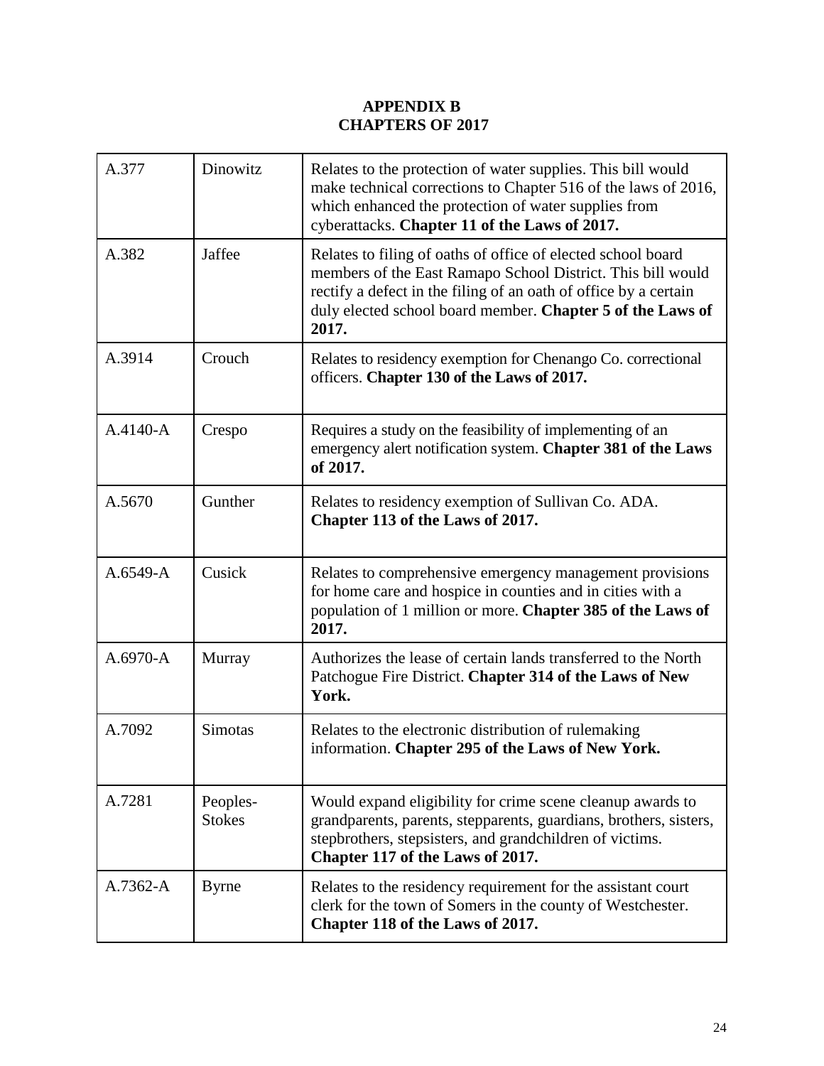# APPENDIX B
# CHAPTERS OF 2017

| | | |
|---|---|---|
| A.377 | Dinowitz | Relates to the protection of water supplies. This bill would make technical corrections to Chapter 516 of the laws of 2016, which enhanced the protection of water supplies from cyberattacks. **Chapter 11 of the Laws of 2017.** |
| A.382 | Jaffee | Relates to filing of oaths of office of elected school board members of the East Ramapo School District. This bill would rectify a defect in the filing of an oath of office by a certain duly elected school board member. **Chapter 5 of the Laws of 2017.** |
| A.3914 | Crouch | Relates to residency exemption for Chenango Co. correctional officers. **Chapter 130 of the Laws of 2017.** |
| A.4140-A | Crespo | Requires a study on the feasibility of implementing of an emergency alert notification system. **Chapter 381 of the Laws of 2017.** |
| A.5670 | Gunther | Relates to residency exemption of Sullivan Co. ADA. **Chapter 113 of the Laws of 2017.** |
| A.6549-A | Cusick | Relates to comprehensive emergency management provisions for home care and hospice in counties and in cities with a population of 1 million or more. **Chapter 385 of the Laws of 2017.** |
| A.6970-A | Murray | Authorizes the lease of certain lands transferred to the North Patchogue Fire District. **Chapter 314 of the Laws of New York.** |
| A.7092 | Simotas | Relates to the electronic distribution of rulemaking information. **Chapter 295 of the Laws of New York.** |
| A.7281 | Peoples-Stokes | Would expand eligibility for crime scene cleanup awards to grandparents, parents, stepparents, guardians, brothers, sisters, stepbrothers, stepsisters, and grandchildren of victims. **Chapter 117 of the Laws of 2017.** |
| A.7362-A | Byrne | Relates to the residency requirement for the assistant court clerk for the town of Somers in the county of Westchester. **Chapter 118 of the Laws of 2017.** |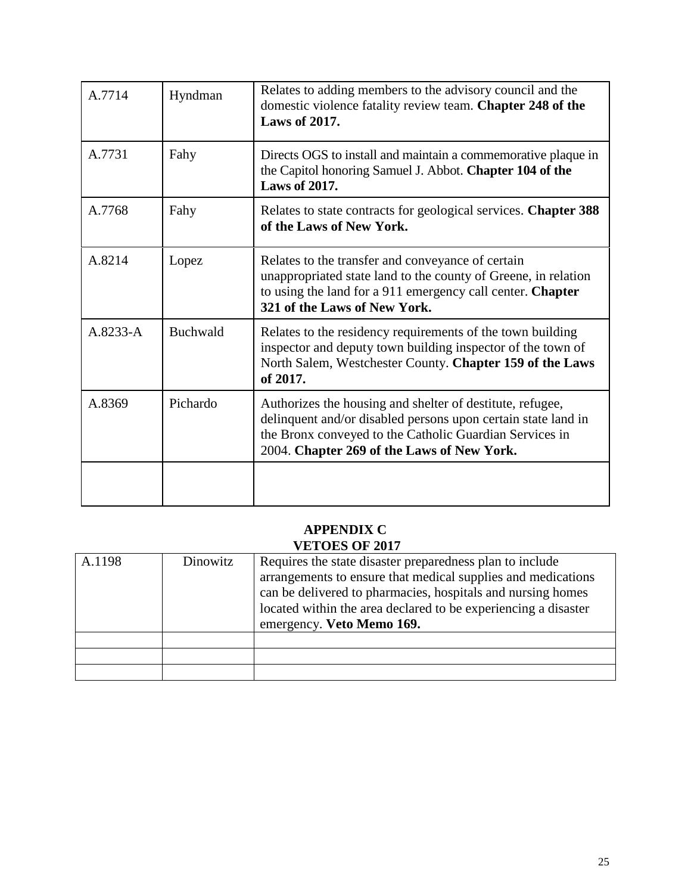| | | |
|---|---|---|
| A.7714 | Hyndman | Relates to adding members to the advisory council and the domestic violence fatality review team. **Chapter 248 of the Laws of 2017.** |
| A.7731 | Fahy | Directs OGS to install and maintain a commemorative plaque in the Capitol honoring Samuel J. Abbot. **Chapter 104 of the Laws of 2017.** |
| A.7768 | Fahy | Relates to state contracts for geological services. **Chapter 388 of the Laws of New York.** |
| A.8214 | Lopez | Relates to the transfer and conveyance of certain unappropriated state land to the county of Greene, in relation to using the land for a 911 emergency call center. **Chapter 321 of the Laws of New York.** |
| A.8233-A | Buchwald | Relates to the residency requirements of the town building inspector and deputy town building inspector of the town of North Salem, Westchester County. **Chapter 159 of the Laws of 2017.** |
| A.8369 | Pichardo | Authorizes the housing and shelter of destitute, refugee, delinquent and/or disabled persons upon certain state land in the Bronx conveyed to the Catholic Guardian Services in 2004. **Chapter 269 of the Laws of New York.** |
| | | |

## APPENDIX C
## VETOES OF 2017

| | | |
|---|---|---|
| A.1198 | Dinowitz | Requires the state disaster preparedness plan to include arrangements to ensure that medical supplies and medications can be delivered to pharmacies, hospitals and nursing homes located within the area declared to be experiencing a disaster emergency. **Veto Memo 169.** |
| | | |
| | | |
| | | |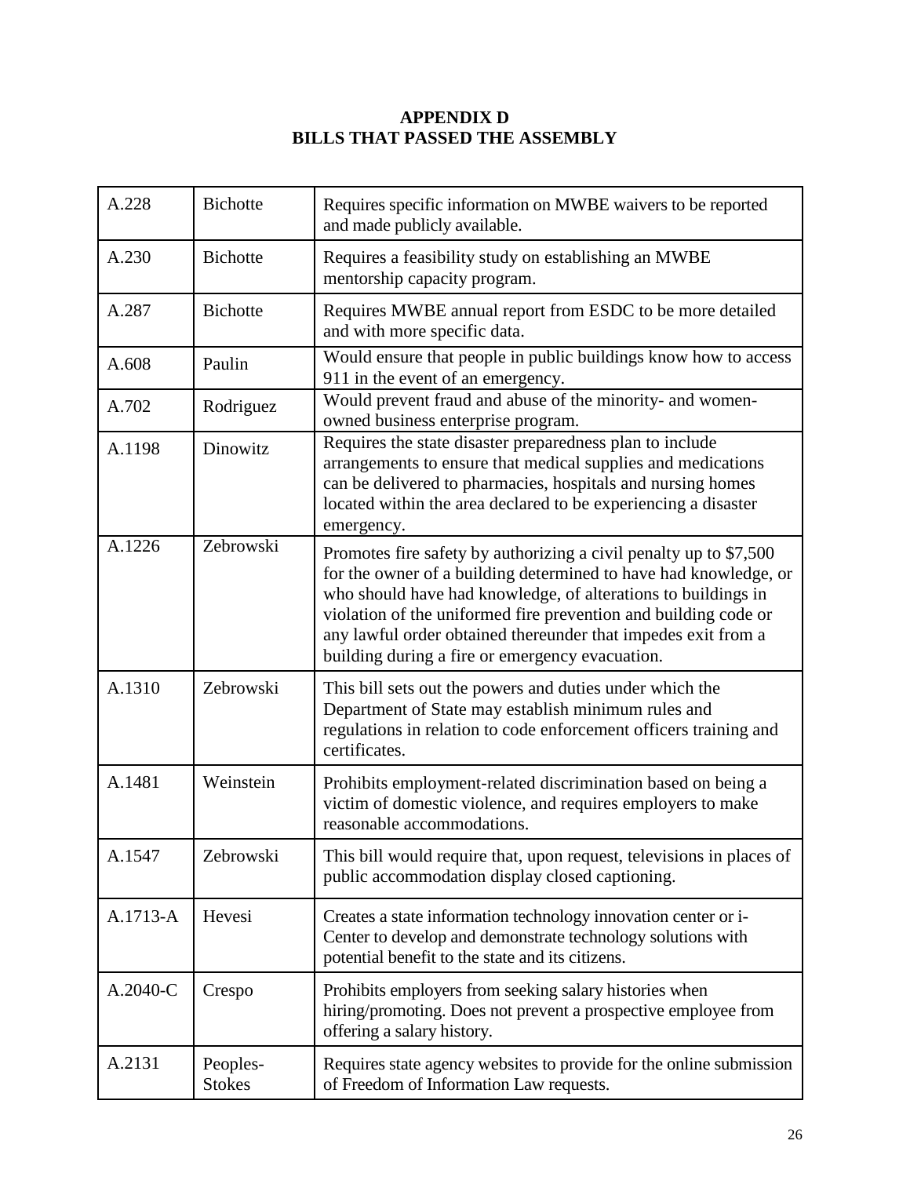# APPENDIX D
# BILLS THAT PASSED THE ASSEMBLY

| | | |
|---|---|---|
| A.228 | Bichotte | Requires specific information on MWBE waivers to be reported and made publicly available. |
| A.230 | Bichotte | Requires a feasibility study on establishing an MWBE mentorship capacity program. |
| A.287 | Bichotte | Requires MWBE annual report from ESDC to be more detailed and with more specific data. |
| A.608 | Paulin | Would ensure that people in public buildings know how to access 911 in the event of an emergency. |
| A.702 | Rodriguez | Would prevent fraud and abuse of the minority- and women-owned business enterprise program. |
| A.1198 | Dinowitz | Requires the state disaster preparedness plan to include arrangements to ensure that medical supplies and medications can be delivered to pharmacies, hospitals and nursing homes located within the area declared to be experiencing a disaster emergency. |
| A.1226 | Zebrowski | Promotes fire safety by authorizing a civil penalty up to $7,500 for the owner of a building determined to have had knowledge, or who should have had knowledge, of alterations to buildings in violation of the uniformed fire prevention and building code or any lawful order obtained thereunder that impedes exit from a building during a fire or emergency evacuation. |
| A.1310 | Zebrowski | This bill sets out the powers and duties under which the Department of State may establish minimum rules and regulations in relation to code enforcement officers training and certificates. |
| A.1481 | Weinstein | Prohibits employment-related discrimination based on being a victim of domestic violence, and requires employers to make reasonable accommodations. |
| A.1547 | Zebrowski | This bill would require that, upon request, televisions in places of public accommodation display closed captioning. |
| A.1713-A | Hevesi | Creates a state information technology innovation center or i-Center to develop and demonstrate technology solutions with potential benefit to the state and its citizens. |
| A.2040-C | Crespo | Prohibits employers from seeking salary histories when hiring/promoting. Does not prevent a prospective employee from offering a salary history. |
| A.2131 | Peoples-Stokes | Requires state agency websites to provide for the online submission of Freedom of Information Law requests. |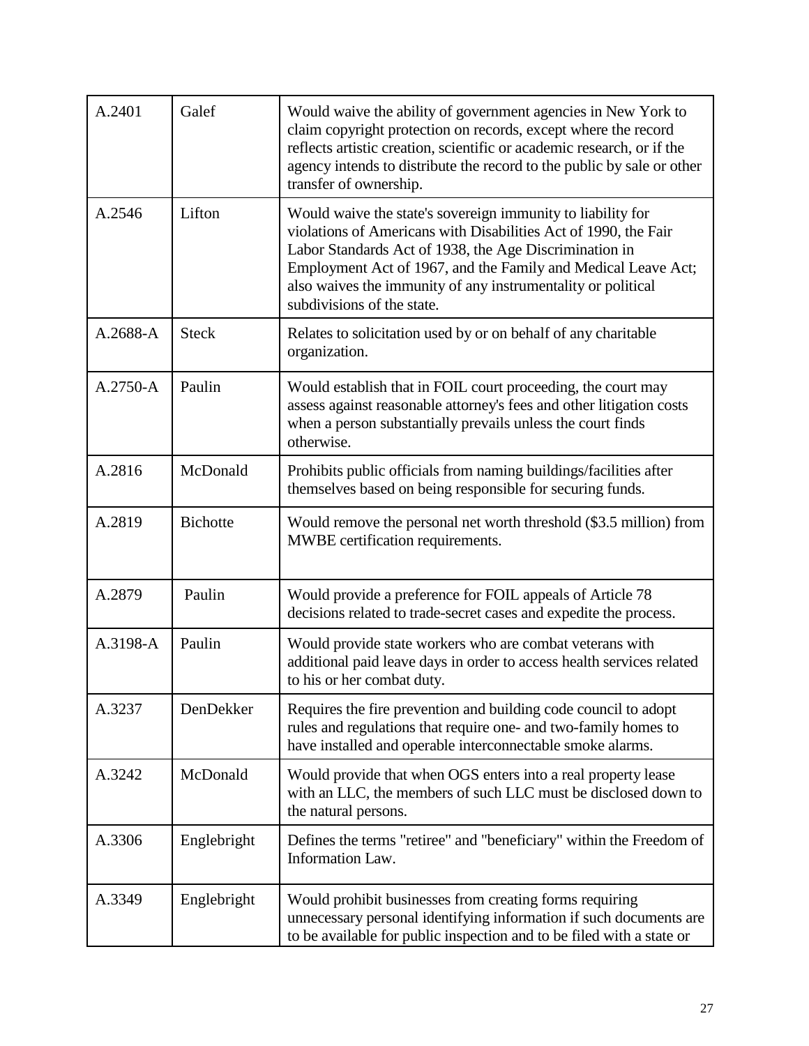| A.2401 | Galef | Would waive the ability of government agencies in New York to claim copyright protection on records, except where the record reflects artistic creation, scientific or academic research, or if the agency intends to distribute the record to the public by sale or other transfer of ownership. |
|---|---|---|
| A.2546 | Lifton | Would waive the state's sovereign immunity to liability for violations of Americans with Disabilities Act of 1990, the Fair Labor Standards Act of 1938, the Age Discrimination in Employment Act of 1967, and the Family and Medical Leave Act; also waives the immunity of any instrumentality or political subdivisions of the state. |
| A.2688-A | Steck | Relates to solicitation used by or on behalf of any charitable organization. |
| A.2750-A | Paulin | Would establish that in FOIL court proceeding, the court may assess against reasonable attorney's fees and other litigation costs when a person substantially prevails unless the court finds otherwise. |
| A.2816 | McDonald | Prohibits public officials from naming buildings/facilities after themselves based on being responsible for securing funds. |
| A.2819 | Bichotte | Would remove the personal net worth threshold ($3.5 million) from MWBE certification requirements. |
| A.2879 | Paulin | Would provide a preference for FOIL appeals of Article 78 decisions related to trade-secret cases and expedite the process. |
| A.3198-A | Paulin | Would provide state workers who are combat veterans with additional paid leave days in order to access health services related to his or her combat duty. |
| A.3237 | DenDekker | Requires the fire prevention and building code council to adopt rules and regulations that require one- and two-family homes to have installed and operable interconnectable smoke alarms. |
| A.3242 | McDonald | Would provide that when OGS enters into a real property lease with an LLC, the members of such LLC must be disclosed down to the natural persons. |
| A.3306 | Englebright | Defines the terms "retiree" and "beneficiary" within the Freedom of Information Law. |
| A.3349 | Englebright | Would prohibit businesses from creating forms requiring unnecessary personal identifying information if such documents are to be available for public inspection and to be filed with a state or |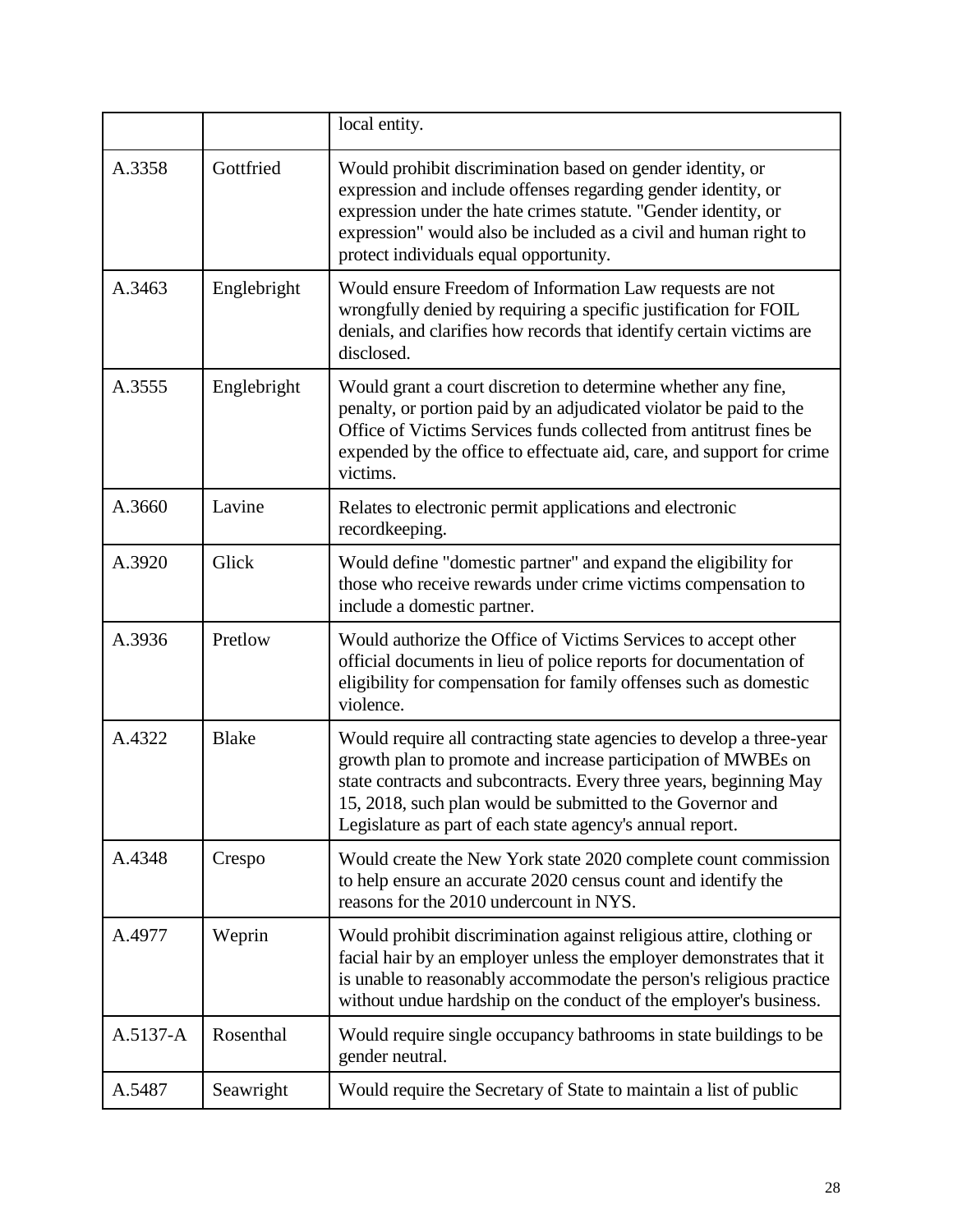| | | |
|---|---|---|
| | | local entity. |
| A.3358 | Gottfried | Would prohibit discrimination based on gender identity, or expression and include offenses regarding gender identity, or expression under the hate crimes statute. "Gender identity, or expression" would also be included as a civil and human right to protect individuals equal opportunity. |
| A.3463 | Englebright | Would ensure Freedom of Information Law requests are not wrongfully denied by requiring a specific justification for FOIL denials, and clarifies how records that identify certain victims are disclosed. |
| A.3555 | Englebright | Would grant a court discretion to determine whether any fine, penalty, or portion paid by an adjudicated violator be paid to the Office of Victims Services funds collected from antitrust fines be expended by the office to effectuate aid, care, and support for crime victims. |
| A.3660 | Lavine | Relates to electronic permit applications and electronic recordkeeping. |
| A.3920 | Glick | Would define "domestic partner" and expand the eligibility for those who receive rewards under crime victims compensation to include a domestic partner. |
| A.3936 | Pretlow | Would authorize the Office of Victims Services to accept other official documents in lieu of police reports for documentation of eligibility for compensation for family offenses such as domestic violence. |
| A.4322 | Blake | Would require all contracting state agencies to develop a three-year growth plan to promote and increase participation of MWBEs on state contracts and subcontracts. Every three years, beginning May 15, 2018, such plan would be submitted to the Governor and Legislature as part of each state agency's annual report. |
| A.4348 | Crespo | Would create the New York state 2020 complete count commission to help ensure an accurate 2020 census count and identify the reasons for the 2010 undercount in NYS. |
| A.4977 | Weprin | Would prohibit discrimination against religious attire, clothing or facial hair by an employer unless the employer demonstrates that it is unable to reasonably accommodate the person's religious practice without undue hardship on the conduct of the employer's business. |
| A.5137-A | Rosenthal | Would require single occupancy bathrooms in state buildings to be gender neutral. |
| A.5487 | Seawright | Would require the Secretary of State to maintain a list of public |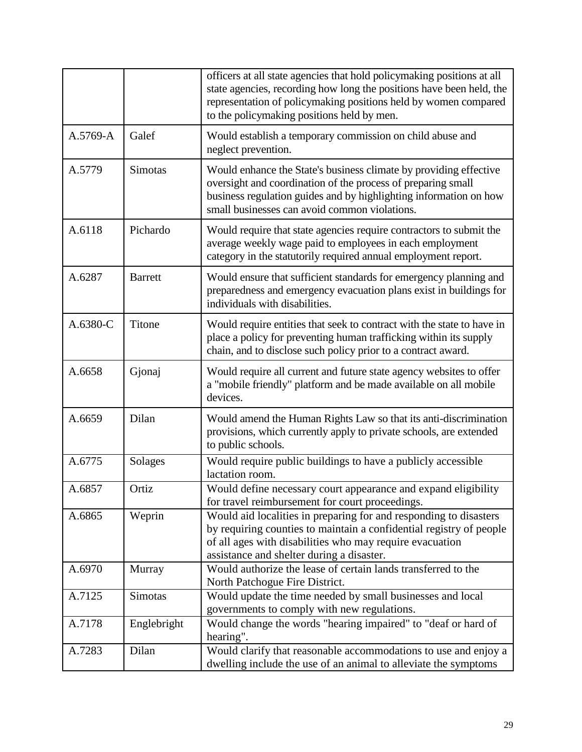| | | |
|---|---|---|
| | | officers at all state agencies that hold policymaking positions at all state agencies, recording how long the positions have been held, the representation of policymaking positions held by women compared to the policymaking positions held by men. |
| A.5769-A | Galef | Would establish a temporary commission on child abuse and neglect prevention. |
| A.5779 | Simotas | Would enhance the State's business climate by providing effective oversight and coordination of the process of preparing small business regulation guides and by highlighting information on how small businesses can avoid common violations. |
| A.6118 | Pichardo | Would require that state agencies require contractors to submit the average weekly wage paid to employees in each employment category in the statutorily required annual employment report. |
| A.6287 | Barrett | Would ensure that sufficient standards for emergency planning and preparedness and emergency evacuation plans exist in buildings for individuals with disabilities. |
| A.6380-C | Titone | Would require entities that seek to contract with the state to have in place a policy for preventing human trafficking within its supply chain, and to disclose such policy prior to a contract award. |
| A.6658 | Gjonaj | Would require all current and future state agency websites to offer a "mobile friendly" platform and be made available on all mobile devices. |
| A.6659 | Dilan | Would amend the Human Rights Law so that its anti-discrimination provisions, which currently apply to private schools, are extended to public schools. |
| A.6775 | Solages | Would require public buildings to have a publicly accessible lactation room. |
| A.6857 | Ortiz | Would define necessary court appearance and expand eligibility for travel reimbursement for court proceedings. |
| A.6865 | Weprin | Would aid localities in preparing for and responding to disasters by requiring counties to maintain a confidential registry of people of all ages with disabilities who may require evacuation assistance and shelter during a disaster. |
| A.6970 | Murray | Would authorize the lease of certain lands transferred to the North Patchogue Fire District. |
| A.7125 | Simotas | Would update the time needed by small businesses and local governments to comply with new regulations. |
| A.7178 | Englebright | Would change the words "hearing impaired" to "deaf or hard of hearing". |
| A.7283 | Dilan | Would clarify that reasonable accommodations to use and enjoy a dwelling include the use of an animal to alleviate the symptoms |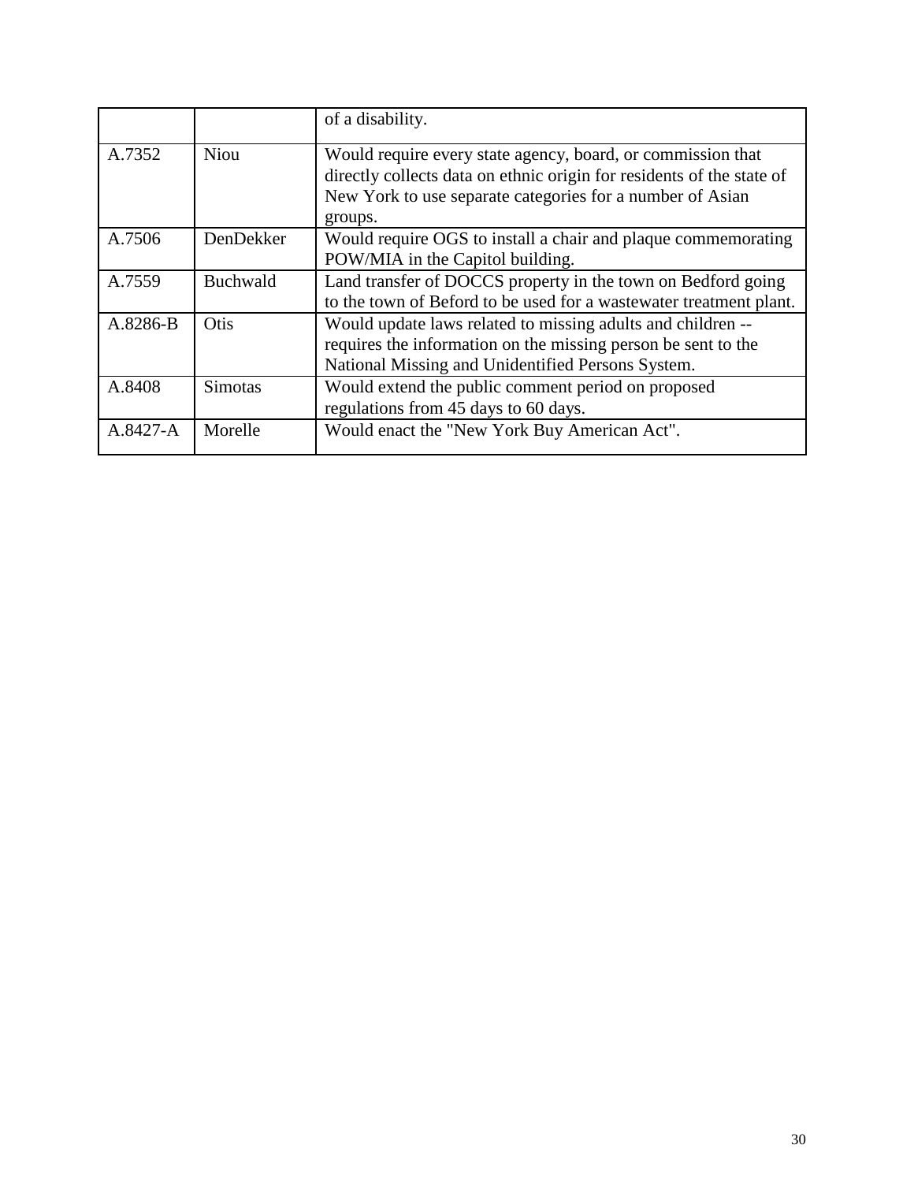| | | |
|---|---|---|
| | | of a disability. |
| A.7352 | Niou | Would require every state agency, board, or commission that directly collects data on ethnic origin for residents of the state of New York to use separate categories for a number of Asian groups. |
| A.7506 | DenDekker | Would require OGS to install a chair and plaque commemorating POW/MIA in the Capitol building. |
| A.7559 | Buchwald | Land transfer of DOCCS property in the town on Bedford going to the town of Beford to be used for a wastewater treatment plant. |
| A.8286-B | Otis | Would update laws related to missing adults and children -- requires the information on the missing person be sent to the National Missing and Unidentified Persons System. |
| A.8408 | Simotas | Would extend the public comment period on proposed regulations from 45 days to 60 days. |
| A.8427-A | Morelle | Would enact the "New York Buy American Act". |